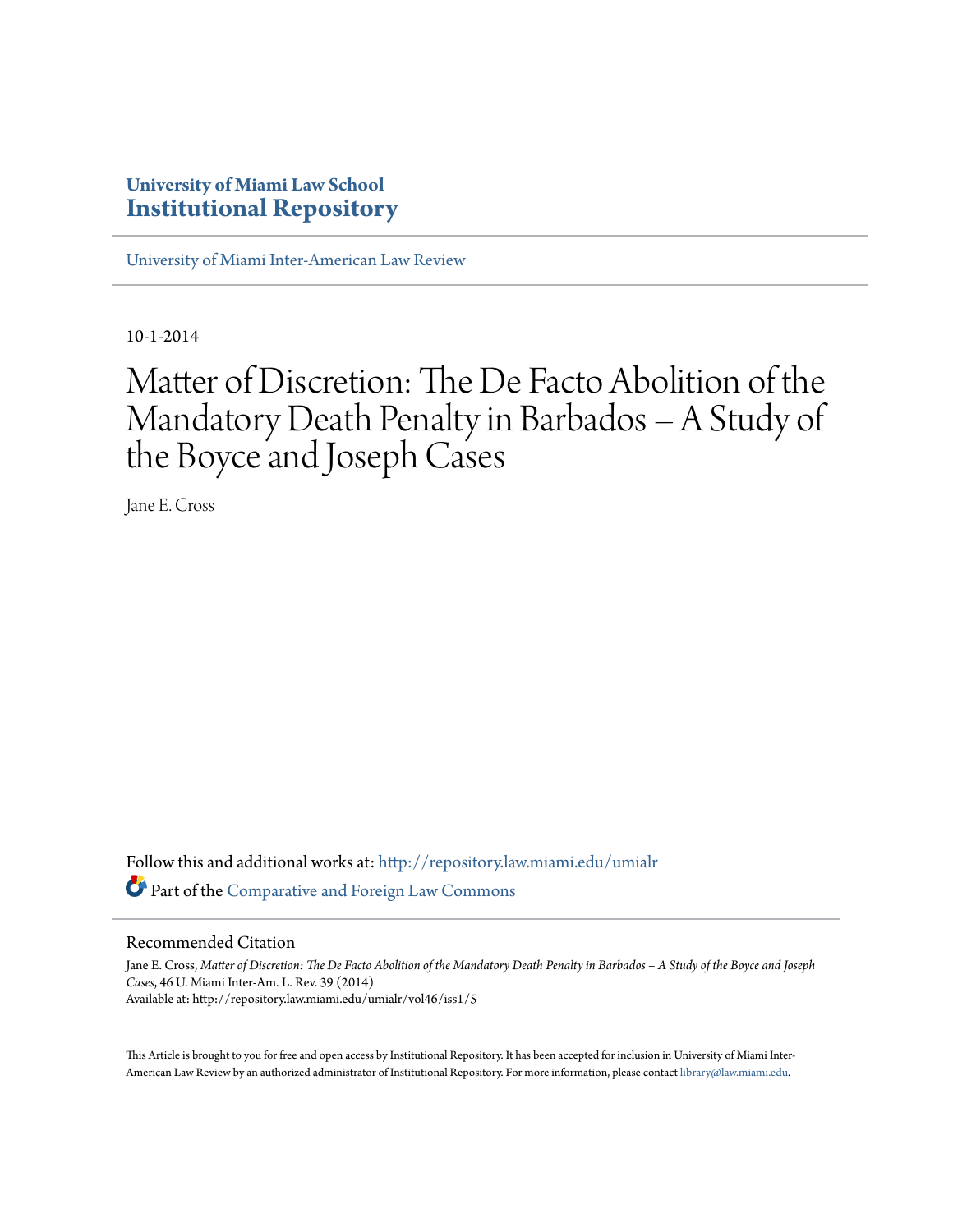**University of Miami Law School**
**Institutional Repository**

University of Miami Inter-American Law Review

10-1-2014

# Matter of Discretion: The De Facto Abolition of the Mandatory Death Penalty in Barbados – A Study of the Boyce and Joseph Cases

Jane E. Cross

Follow this and additional works at: http://repository.law.miami.edu/umialr

Part of the Comparative and Foreign Law Commons

## Recommended Citation

Jane E. Cross, *Matter of Discretion: The De Facto Abolition of the Mandatory Death Penalty in Barbados – A Study of the Boyce and Joseph Cases*, 46 U. Miami Inter-Am. L. Rev. 39 (2014)
Available at: http://repository.law.miami.edu/umialr/vol46/iss1/5

This Article is brought to you for free and open access by Institutional Repository. It has been accepted for inclusion in University of Miami Inter-American Law Review by an authorized administrator of Institutional Repository. For more information, please contact library@law.miami.edu.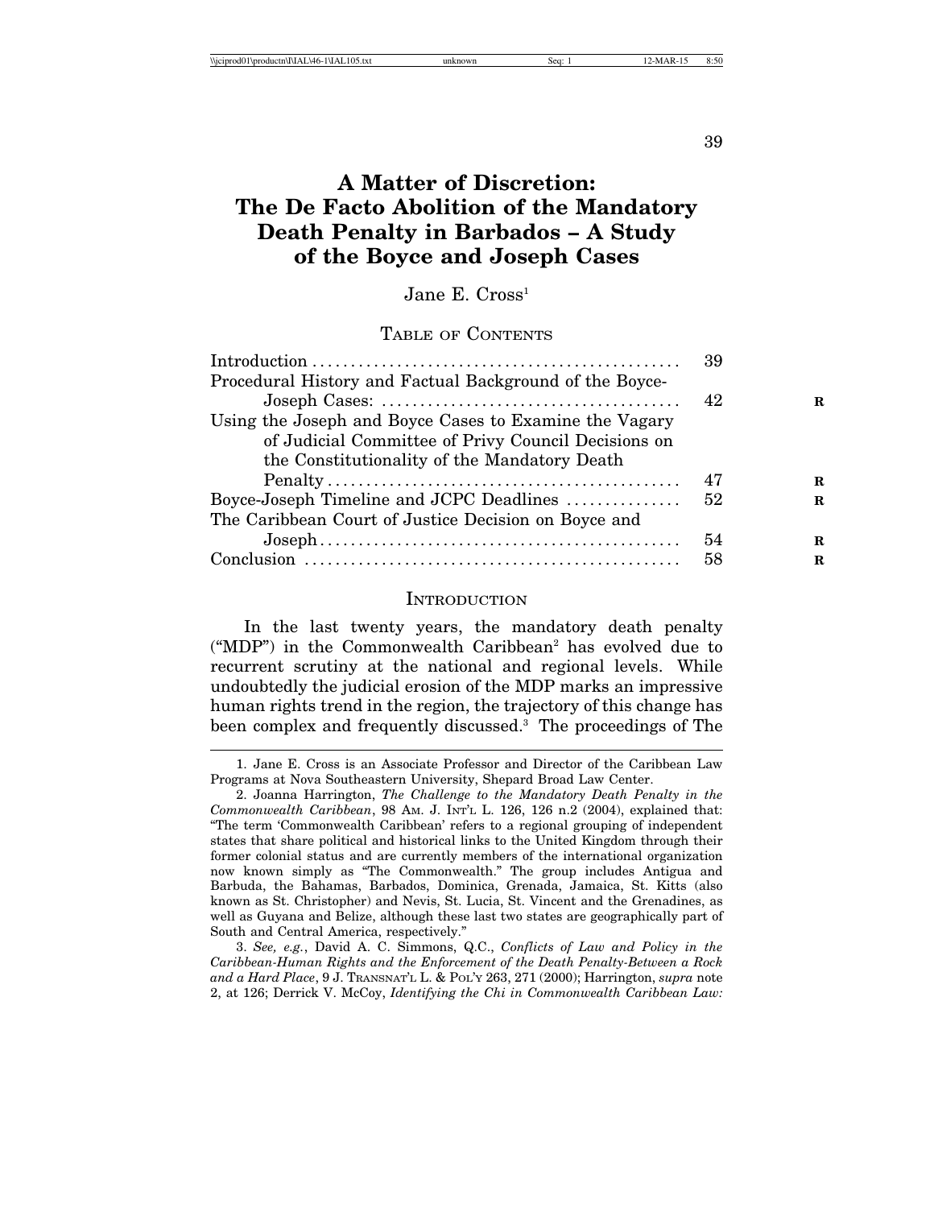# A Matter of Discretion: The De Facto Abolition of the Mandatory Death Penalty in Barbados – A Study of the Boyce and Joseph Cases

Jane E. Cross[1]

## Table of Contents

| | |
|---|---|
| Introduction | 39 |
| Procedural History and Factual Background of the Boyce-Joseph Cases: | 42 |
| Using the Joseph and Boyce Cases to Examine the Vagary of Judicial Committee of Privy Council Decisions on the Constitutionality of the Mandatory Death Penalty | 47 |
| Boyce-Joseph Timeline and JCPC Deadlines | 52 |
| The Caribbean Court of Justice Decision on Boyce and Joseph | 54 |
| Conclusion | 58 |

## Introduction

In the last twenty years, the mandatory death penalty ("MDP") in the Commonwealth Caribbean[2] has evolved due to recurrent scrutiny at the national and regional levels. While undoubtedly the judicial erosion of the MDP marks an impressive human rights trend in the region, the trajectory of this change has been complex and frequently discussed.[3] The proceedings of The

---

1. Jane E. Cross is an Associate Professor and Director of the Caribbean Law Programs at Nova Southeastern University, Shepard Broad Law Center.

2. Joanna Harrington, *The Challenge to the Mandatory Death Penalty in the Commonwealth Caribbean*, 98 Am. J. Int'l L. 126, 126 n.2 (2004), explained that: "The term 'Commonwealth Caribbean' refers to a regional grouping of independent states that share political and historical links to the United Kingdom through their former colonial status and are currently members of the international organization now known simply as "The Commonwealth." The group includes Antigua and Barbuda, the Bahamas, Barbados, Dominica, Grenada, Jamaica, St. Kitts (also known as St. Christopher) and Nevis, St. Lucia, St. Vincent and the Grenadines, as well as Guyana and Belize, although these last two states are geographically part of South and Central America, respectively."

3. *See, e.g.*, David A. C. Simmons, Q.C., *Conflicts of Law and Policy in the Caribbean-Human Rights and the Enforcement of the Death Penalty-Between a Rock and a Hard Place*, 9 J. Transnat'l L. & Pol'y 263, 271 (2000); Harrington, *supra* note 2, at 126; Derrick V. McCoy, *Identifying the Chi in Commonwealth Caribbean Law:*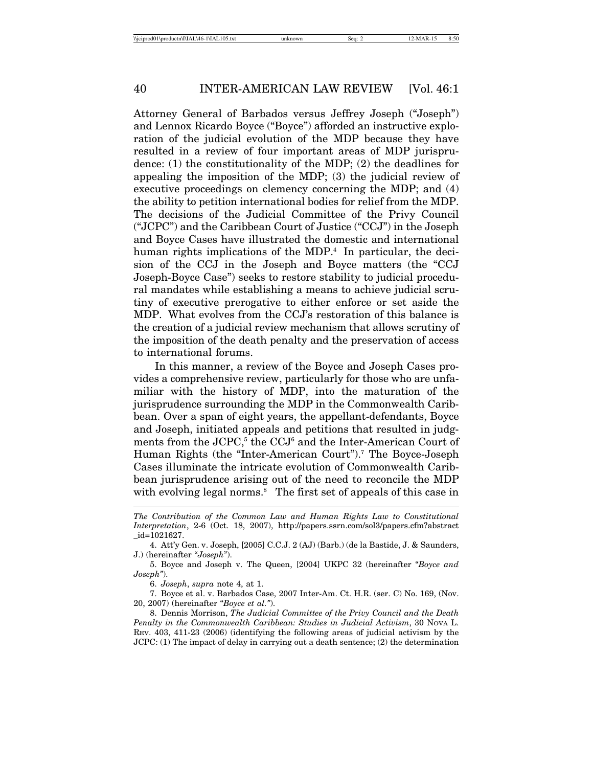Attorney General of Barbados versus Jeffrey Joseph ("Joseph") and Lennox Ricardo Boyce ("Boyce") afforded an instructive exploration of the judicial evolution of the MDP because they have resulted in a review of four important areas of MDP jurisprudence: (1) the constitutionality of the MDP; (2) the deadlines for appealing the imposition of the MDP; (3) the judicial review of executive proceedings on clemency concerning the MDP; and (4) the ability to petition international bodies for relief from the MDP. The decisions of the Judicial Committee of the Privy Council ("JCPC") and the Caribbean Court of Justice ("CCJ") in the Joseph and Boyce Cases have illustrated the domestic and international human rights implications of the MDP.[4] In particular, the decision of the CCJ in the Joseph and Boyce matters (the "CCJ Joseph-Boyce Case") seeks to restore stability to judicial procedural mandates while establishing a means to achieve judicial scrutiny of executive prerogative to either enforce or set aside the MDP. What evolves from the CCJ's restoration of this balance is the creation of a judicial review mechanism that allows scrutiny of the imposition of the death penalty and the preservation of access to international forums.

In this manner, a review of the Boyce and Joseph Cases provides a comprehensive review, particularly for those who are unfamiliar with the history of MDP, into the maturation of the jurisprudence surrounding the MDP in the Commonwealth Caribbean. Over a span of eight years, the appellant-defendants, Boyce and Joseph, initiated appeals and petitions that resulted in judgments from the JCPC,[5] the CCJ[6] and the Inter-American Court of Human Rights (the "Inter-American Court").[7] The Boyce-Joseph Cases illuminate the intricate evolution of Commonwealth Caribbean jurisprudence arising out of the need to reconcile the MDP with evolving legal norms.[8] The first set of appeals of this case in

---

*The Contribution of the Common Law and Human Rights Law to Constitutional Interpretation*, 2-6 (Oct. 18, 2007), http://papers.ssrn.com/sol3/papers.cfm?abstract_id=1021627.

4. Att'y Gen. v. Joseph, [2005] C.C.J. 2 (AJ) (Barb.) (de la Bastide, J. & Saunders, J.) (hereinafter "*Joseph*").

5. Boyce and Joseph v. The Queen, [2004] UKPC 32 (hereinafter "*Boyce and Joseph*").

6. *Joseph*, *supra* note 4, at 1.

7. Boyce et al. v. Barbados Case, 2007 Inter-Am. Ct. H.R. (ser. C) No. 169, (Nov. 20, 2007) (hereinafter "*Boyce et al.*").

8. Dennis Morrison, *The Judicial Committee of the Privy Council and the Death Penalty in the Commonwealth Caribbean: Studies in Judicial Activism*, 30 NOVA L. REV. 403, 411-23 (2006) (identifying the following areas of judicial activism by the JCPC: (1) The impact of delay in carrying out a death sentence; (2) the determination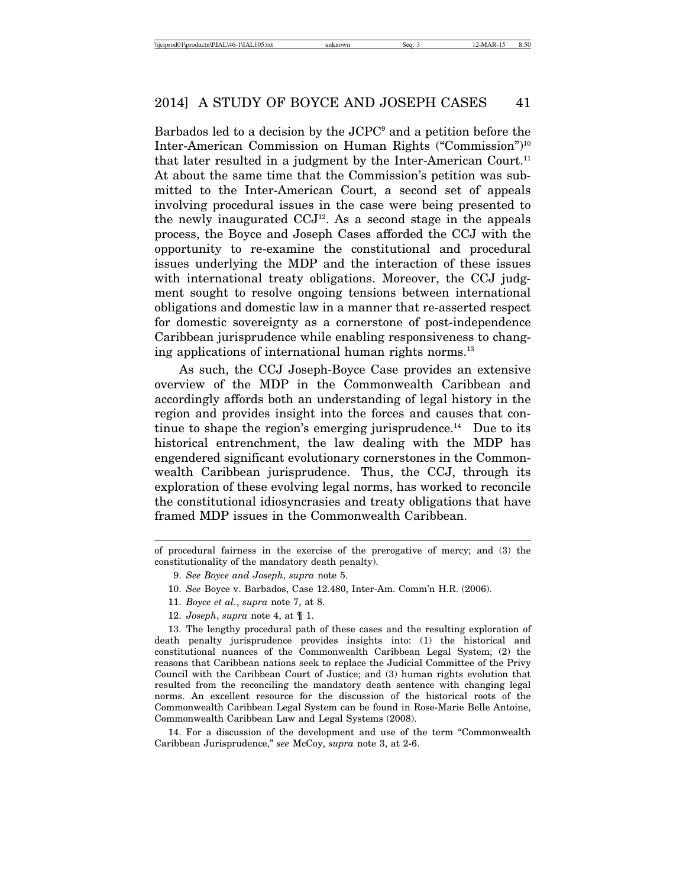Barbados led to a decision by the JCPC[9] and a petition before the Inter-American Commission on Human Rights ("Commission")[10] that later resulted in a judgment by the Inter-American Court.[11] At about the same time that the Commission's petition was submitted to the Inter-American Court, a second set of appeals involving procedural issues in the case were being presented to the newly inaugurated CCJ[12]. As a second stage in the appeals process, the Boyce and Joseph Cases afforded the CCJ with the opportunity to re-examine the constitutional and procedural issues underlying the MDP and the interaction of these issues with international treaty obligations. Moreover, the CCJ judgment sought to resolve ongoing tensions between international obligations and domestic law in a manner that re-asserted respect for domestic sovereignty as a cornerstone of post-independence Caribbean jurisprudence while enabling responsiveness to changing applications of international human rights norms.[13]

As such, the CCJ Joseph-Boyce Case provides an extensive overview of the MDP in the Commonwealth Caribbean and accordingly affords both an understanding of legal history in the region and provides insight into the forces and causes that continue to shape the region's emerging jurisprudence.[14] Due to its historical entrenchment, the law dealing with the MDP has engendered significant evolutionary cornerstones in the Commonwealth Caribbean jurisprudence. Thus, the CCJ, through its exploration of these evolving legal norms, has worked to reconcile the constitutional idiosyncrasies and treaty obligations that have framed MDP issues in the Commonwealth Caribbean.

---

of procedural fairness in the exercise of the prerogative of mercy; and (3) the constitutionality of the mandatory death penalty).

9. *See Boyce and Joseph*, *supra* note 5.

10. *See* Boyce v. Barbados, Case 12.480, Inter-Am. Comm'n H.R. (2006).

11. *Boyce et al.*, *supra* note 7, at 8.

12. *Joseph*, *supra* note 4, at ¶ 1.

13. The lengthy procedural path of these cases and the resulting exploration of death penalty jurisprudence provides insights into: (1) the historical and constitutional nuances of the Commonwealth Caribbean Legal System; (2) the reasons that Caribbean nations seek to replace the Judicial Committee of the Privy Council with the Caribbean Court of Justice; and (3) human rights evolution that resulted from the reconciling the mandatory death sentence with changing legal norms. An excellent resource for the discussion of the historical roots of the Commonwealth Caribbean Legal System can be found in Rose-Marie Belle Antoine, Commonwealth Caribbean Law and Legal Systems (2008).

14. For a discussion of the development and use of the term "Commonwealth Caribbean Jurisprudence," *see* McCoy, *supra* note 3, at 2-6.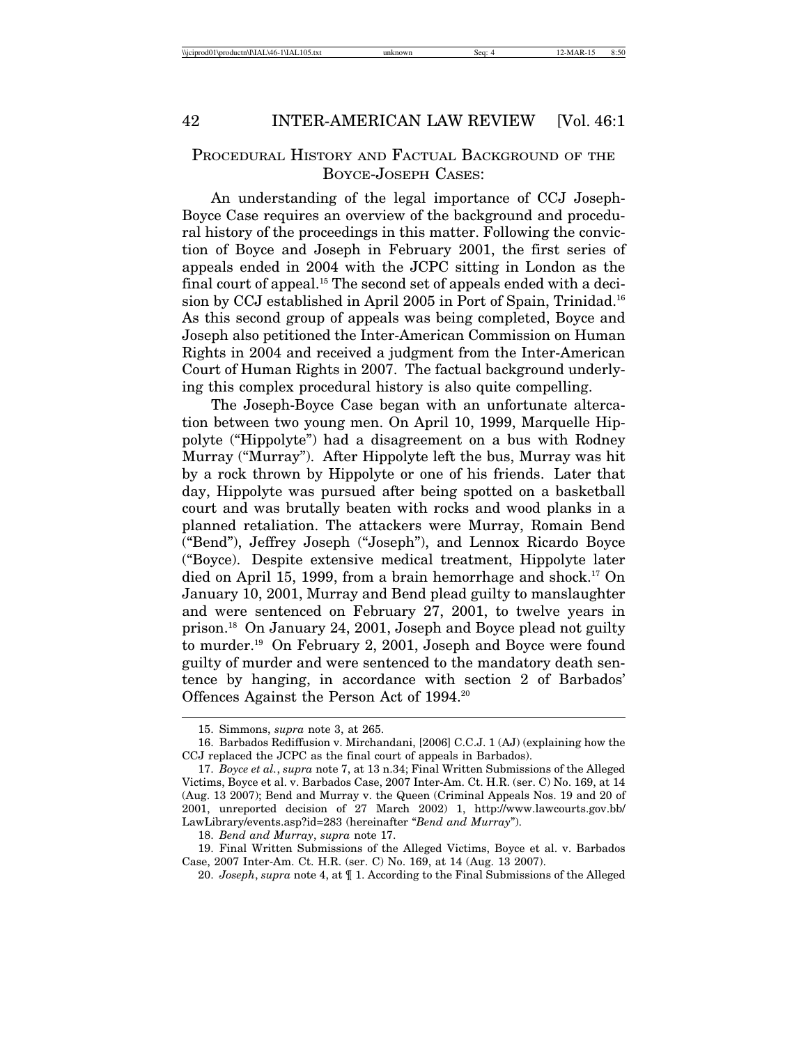## Procedural History and Factual Background of the Boyce-Joseph Cases:

An understanding of the legal importance of CCJ Joseph-Boyce Case requires an overview of the background and procedural history of the proceedings in this matter. Following the conviction of Boyce and Joseph in February 2001, the first series of appeals ended in 2004 with the JCPC sitting in London as the final court of appeal.[15] The second set of appeals ended with a decision by CCJ established in April 2005 in Port of Spain, Trinidad.[16] As this second group of appeals was being completed, Boyce and Joseph also petitioned the Inter-American Commission on Human Rights in 2004 and received a judgment from the Inter-American Court of Human Rights in 2007. The factual background underlying this complex procedural history is also quite compelling.

The Joseph-Boyce Case began with an unfortunate altercation between two young men. On April 10, 1999, Marquelle Hippolyte ("Hippolyte") had a disagreement on a bus with Rodney Murray ("Murray"). After Hippolyte left the bus, Murray was hit by a rock thrown by Hippolyte or one of his friends. Later that day, Hippolyte was pursued after being spotted on a basketball court and was brutally beaten with rocks and wood planks in a planned retaliation. The attackers were Murray, Romain Bend ("Bend"), Jeffrey Joseph ("Joseph"), and Lennox Ricardo Boyce ("Boyce). Despite extensive medical treatment, Hippolyte later died on April 15, 1999, from a brain hemorrhage and shock.[17] On January 10, 2001, Murray and Bend plead guilty to manslaughter and were sentenced on February 27, 2001, to twelve years in prison.[18] On January 24, 2001, Joseph and Boyce plead not guilty to murder.[19] On February 2, 2001, Joseph and Boyce were found guilty of murder and were sentenced to the mandatory death sentence by hanging, in accordance with section 2 of Barbados' Offences Against the Person Act of 1994.[20]

---

15. Simmons, *supra* note 3, at 265.

16. Barbados Rediffusion v. Mirchandani, [2006] C.C.J. 1 (AJ) (explaining how the CCJ replaced the JCPC as the final court of appeals in Barbados).

17. *Boyce et al.*, *supra* note 7, at 13 n.34; Final Written Submissions of the Alleged Victims, Boyce et al. v. Barbados Case, 2007 Inter-Am. Ct. H.R. (ser. C) No. 169, at 14 (Aug. 13 2007); Bend and Murray v. the Queen (Criminal Appeals Nos. 19 and 20 of 2001, unreported decision of 27 March 2002) 1, http://www.lawcourts.gov.bb/LawLibrary/events.asp?id=283 (hereinafter "*Bend and Murray*").

18. *Bend and Murray*, *supra* note 17.

19. Final Written Submissions of the Alleged Victims, Boyce et al. v. Barbados Case, 2007 Inter-Am. Ct. H.R. (ser. C) No. 169, at 14 (Aug. 13 2007).

20. *Joseph*, *supra* note 4, at ¶ 1. According to the Final Submissions of the Alleged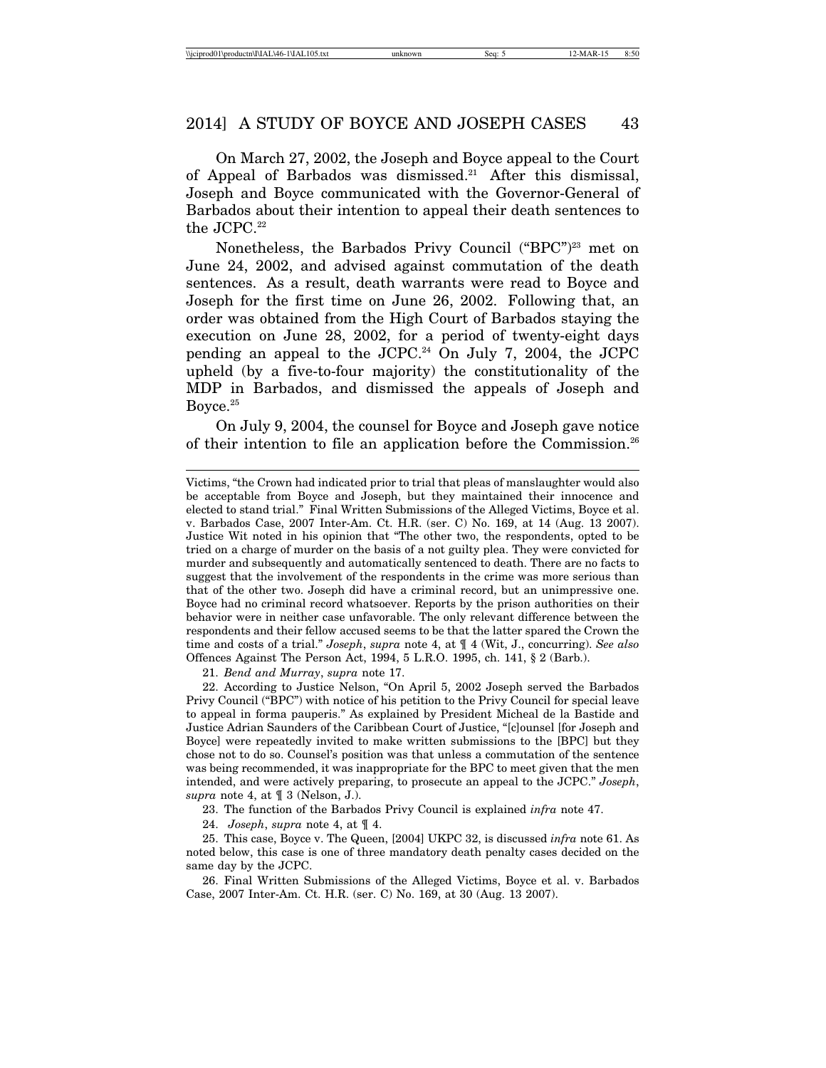On March 27, 2002, the Joseph and Boyce appeal to the Court of Appeal of Barbados was dismissed.[21] After this dismissal, Joseph and Boyce communicated with the Governor-General of Barbados about their intention to appeal their death sentences to the JCPC.[22]

Nonetheless, the Barbados Privy Council ("BPC")[23] met on June 24, 2002, and advised against commutation of the death sentences. As a result, death warrants were read to Boyce and Joseph for the first time on June 26, 2002. Following that, an order was obtained from the High Court of Barbados staying the execution on June 28, 2002, for a period of twenty-eight days pending an appeal to the JCPC.[24] On July 7, 2004, the JCPC upheld (by a five-to-four majority) the constitutionality of the MDP in Barbados, and dismissed the appeals of Joseph and Boyce.[25]

On July 9, 2004, the counsel for Boyce and Joseph gave notice of their intention to file an application before the Commission.[26]

---

Victims, "the Crown had indicated prior to trial that pleas of manslaughter would also be acceptable from Boyce and Joseph, but they maintained their innocence and elected to stand trial." Final Written Submissions of the Alleged Victims, Boyce et al. v. Barbados Case, 2007 Inter-Am. Ct. H.R. (ser. C) No. 169, at 14 (Aug. 13 2007). Justice Wit noted in his opinion that "The other two, the respondents, opted to be tried on a charge of murder on the basis of a not guilty plea. They were convicted for murder and subsequently and automatically sentenced to death. There are no facts to suggest that the involvement of the respondents in the crime was more serious than that of the other two. Joseph did have a criminal record, but an unimpressive one. Boyce had no criminal record whatsoever. Reports by the prison authorities on their behavior were in neither case unfavorable. The only relevant difference between the respondents and their fellow accused seems to be that the latter spared the Crown the time and costs of a trial." *Joseph*, *supra* note 4, at ¶ 4 (Wit, J., concurring). *See also* Offences Against The Person Act, 1994, 5 L.R.O. 1995, ch. 141, § 2 (Barb.).

21. *Bend and Murray*, *supra* note 17.

22. According to Justice Nelson, "On April 5, 2002 Joseph served the Barbados Privy Council ("BPC") with notice of his petition to the Privy Council for special leave to appeal in forma pauperis." As explained by President Micheal de la Bastide and Justice Adrian Saunders of the Caribbean Court of Justice, "[c]ounsel [for Joseph and Boyce] were repeatedly invited to make written submissions to the [BPC] but they chose not to do so. Counsel's position was that unless a commutation of the sentence was being recommended, it was inappropriate for the BPC to meet given that the men intended, and were actively preparing, to prosecute an appeal to the JCPC." *Joseph*, *supra* note 4, at ¶ 3 (Nelson, J.).

23. The function of the Barbados Privy Council is explained *infra* note 47.

24. *Joseph*, *supra* note 4, at ¶ 4.

25. This case, Boyce v. The Queen, [2004] UKPC 32, is discussed *infra* note 61. As noted below, this case is one of three mandatory death penalty cases decided on the same day by the JCPC.

26. Final Written Submissions of the Alleged Victims, Boyce et al. v. Barbados Case, 2007 Inter-Am. Ct. H.R. (ser. C) No. 169, at 30 (Aug. 13 2007).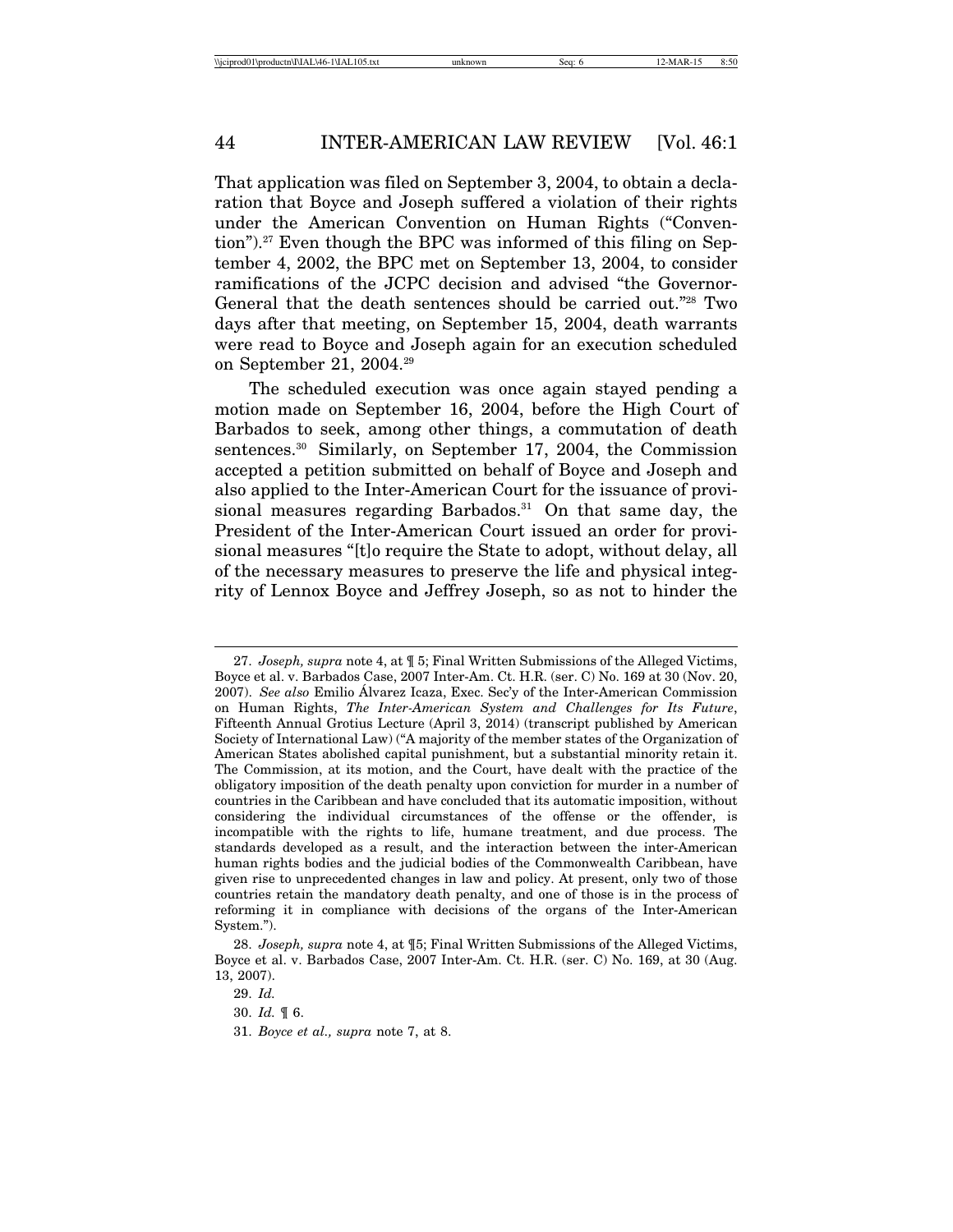That application was filed on September 3, 2004, to obtain a declaration that Boyce and Joseph suffered a violation of their rights under the American Convention on Human Rights ("Convention").[27] Even though the BPC was informed of this filing on September 4, 2002, the BPC met on September 13, 2004, to consider ramifications of the JCPC decision and advised "the Governor-General that the death sentences should be carried out."[28] Two days after that meeting, on September 15, 2004, death warrants were read to Boyce and Joseph again for an execution scheduled on September 21, 2004.[29]

The scheduled execution was once again stayed pending a motion made on September 16, 2004, before the High Court of Barbados to seek, among other things, a commutation of death sentences.[30] Similarly, on September 17, 2004, the Commission accepted a petition submitted on behalf of Boyce and Joseph and also applied to the Inter-American Court for the issuance of provisional measures regarding Barbados.[31] On that same day, the President of the Inter-American Court issued an order for provisional measures "[t]o require the State to adopt, without delay, all of the necessary measures to preserve the life and physical integrity of Lennox Boyce and Jeffrey Joseph, so as not to hinder the

---

27. *Joseph, supra* note 4, at ¶ 5; Final Written Submissions of the Alleged Victims, Boyce et al. v. Barbados Case, 2007 Inter-Am. Ct. H.R. (ser. C) No. 169 at 30 (Nov. 20, 2007). *See also* Emilio Álvarez Icaza, Exec. Sec'y of the Inter-American Commission on Human Rights, *The Inter-American System and Challenges for Its Future*, Fifteenth Annual Grotius Lecture (April 3, 2014) (transcript published by American Society of International Law) ("A majority of the member states of the Organization of American States abolished capital punishment, but a substantial minority retain it. The Commission, at its motion, and the Court, have dealt with the practice of the obligatory imposition of the death penalty upon conviction for murder in a number of countries in the Caribbean and have concluded that its automatic imposition, without considering the individual circumstances of the offense or the offender, is incompatible with the rights to life, humane treatment, and due process. The standards developed as a result, and the interaction between the inter-American human rights bodies and the judicial bodies of the Commonwealth Caribbean, have given rise to unprecedented changes in law and policy. At present, only two of those countries retain the mandatory death penalty, and one of those is in the process of reforming it in compliance with decisions of the organs of the Inter-American System.").

28. *Joseph, supra* note 4, at ¶5; Final Written Submissions of the Alleged Victims, Boyce et al. v. Barbados Case, 2007 Inter-Am. Ct. H.R. (ser. C) No. 169, at 30 (Aug. 13, 2007).

29. *Id.*

30. *Id.* ¶ 6.

31. *Boyce et al., supra* note 7, at 8.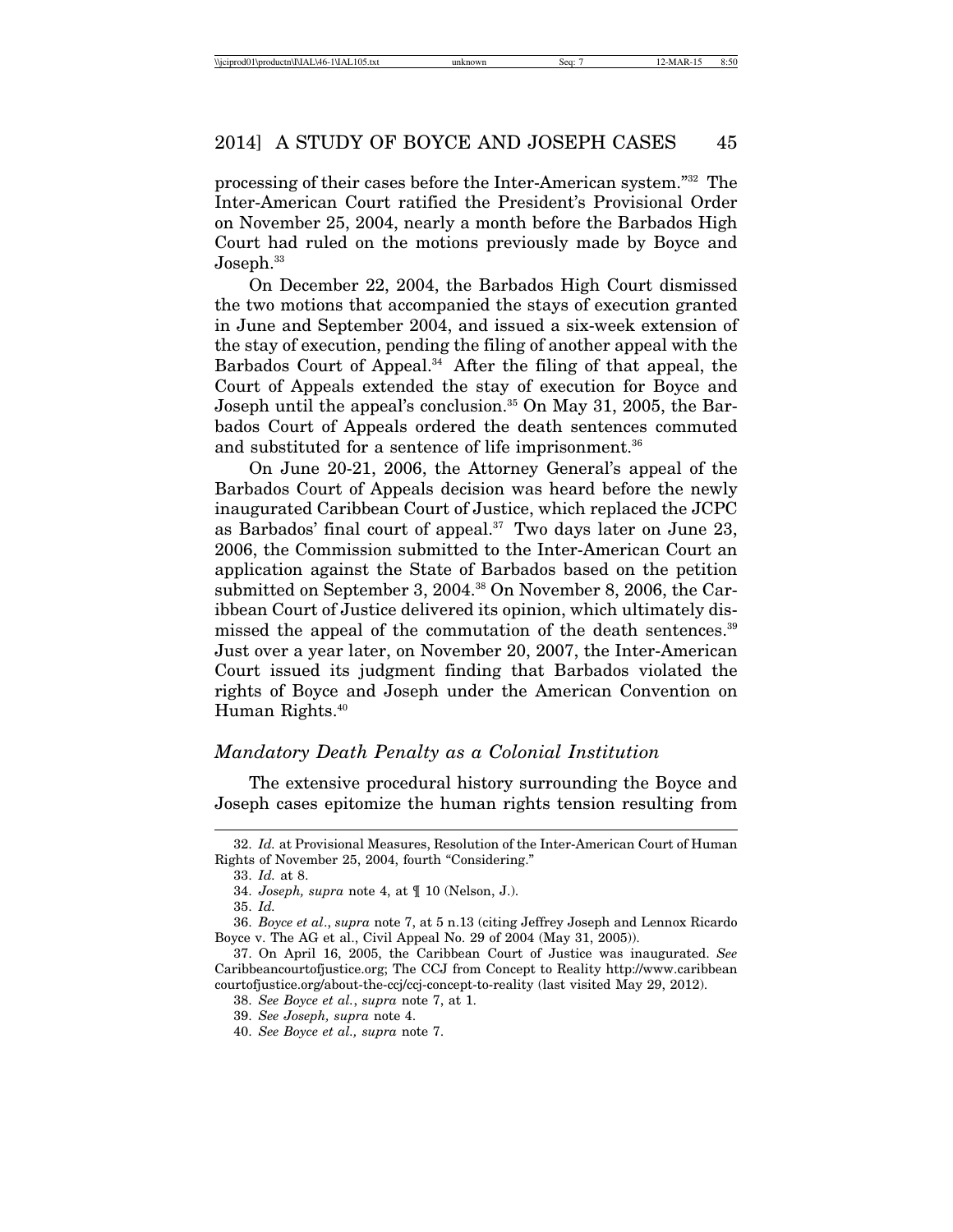processing of their cases before the Inter-American system."[32] The Inter-American Court ratified the President's Provisional Order on November 25, 2004, nearly a month before the Barbados High Court had ruled on the motions previously made by Boyce and Joseph.[33]

On December 22, 2004, the Barbados High Court dismissed the two motions that accompanied the stays of execution granted in June and September 2004, and issued a six-week extension of the stay of execution, pending the filing of another appeal with the Barbados Court of Appeal.[34] After the filing of that appeal, the Court of Appeals extended the stay of execution for Boyce and Joseph until the appeal's conclusion.[35] On May 31, 2005, the Barbados Court of Appeals ordered the death sentences commuted and substituted for a sentence of life imprisonment.[36]

On June 20-21, 2006, the Attorney General's appeal of the Barbados Court of Appeals decision was heard before the newly inaugurated Caribbean Court of Justice, which replaced the JCPC as Barbados' final court of appeal.[37] Two days later on June 23, 2006, the Commission submitted to the Inter-American Court an application against the State of Barbados based on the petition submitted on September 3, 2004.[38] On November 8, 2006, the Caribbean Court of Justice delivered its opinion, which ultimately dismissed the appeal of the commutation of the death sentences.[39] Just over a year later, on November 20, 2007, the Inter-American Court issued its judgment finding that Barbados violated the rights of Boyce and Joseph under the American Convention on Human Rights.[40]

### *Mandatory Death Penalty as a Colonial Institution*

The extensive procedural history surrounding the Boyce and Joseph cases epitomize the human rights tension resulting from

---

32. *Id.* at Provisional Measures, Resolution of the Inter-American Court of Human Rights of November 25, 2004, fourth "Considering."

33. *Id.* at 8.

34. *Joseph, supra* note 4, at ¶ 10 (Nelson, J.).

35. *Id.*

36. *Boyce et al*., *supra* note 7, at 5 n.13 (citing Jeffrey Joseph and Lennox Ricardo Boyce v. The AG et al., Civil Appeal No. 29 of 2004 (May 31, 2005)).

37. On April 16, 2005, the Caribbean Court of Justice was inaugurated. *See* Caribbeancourtofjustice.org; The CCJ from Concept to Reality http://www.caribbeancourtofjustice.org/about-the-ccj/ccj-concept-to-reality (last visited May 29, 2012).

38. *See Boyce et al.*, *supra* note 7, at 1.

39. *See Joseph, supra* note 4.

40. *See Boyce et al., supra* note 7.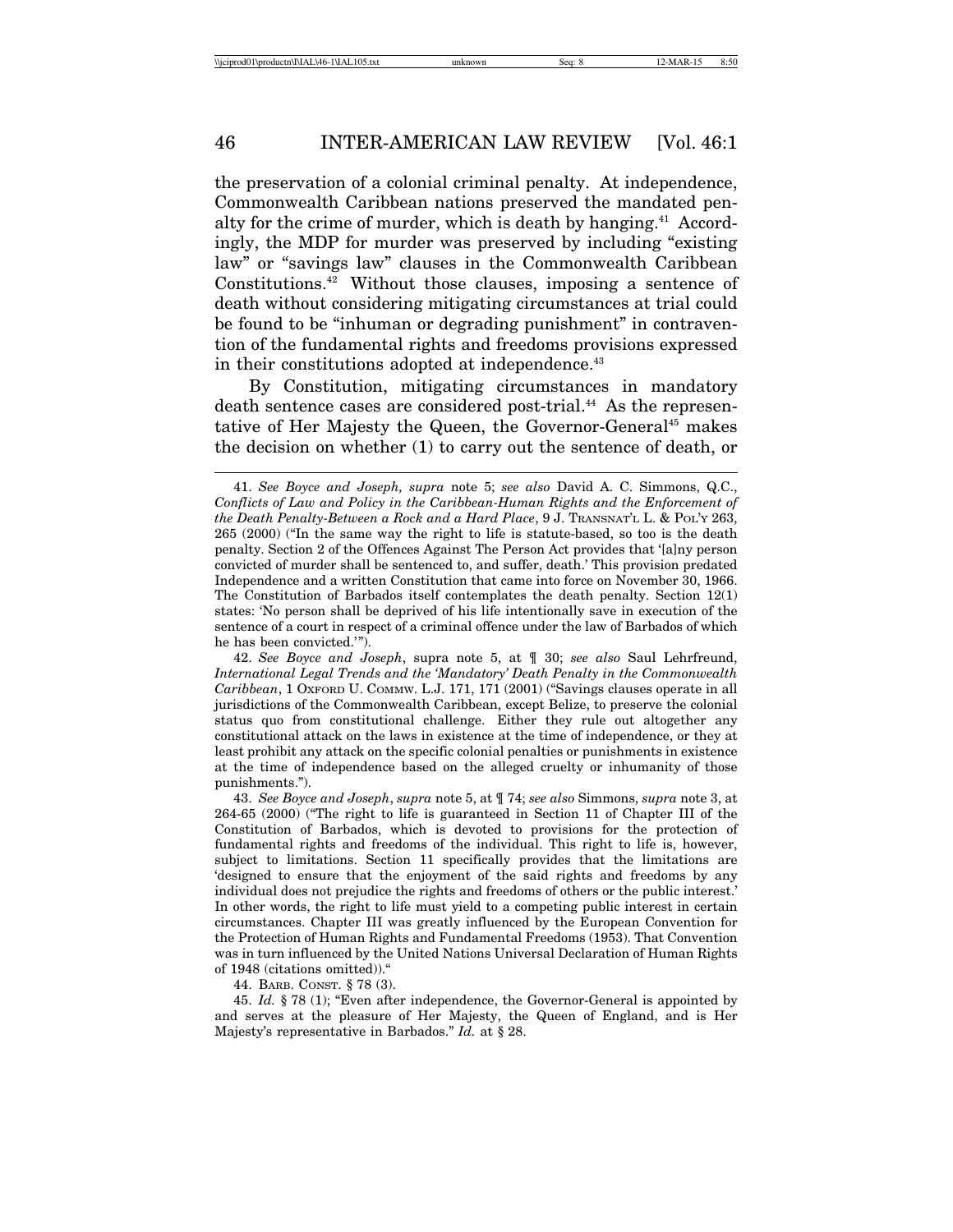the preservation of a colonial criminal penalty. At independence, Commonwealth Caribbean nations preserved the mandated penalty for the crime of murder, which is death by hanging.[41] Accordingly, the MDP for murder was preserved by including "existing law" or "savings law" clauses in the Commonwealth Caribbean Constitutions.[42] Without those clauses, imposing a sentence of death without considering mitigating circumstances at trial could be found to be "inhuman or degrading punishment" in contravention of the fundamental rights and freedoms provisions expressed in their constitutions adopted at independence.[43]

By Constitution, mitigating circumstances in mandatory death sentence cases are considered post-trial.[44] As the representative of Her Majesty the Queen, the Governor-General[45] makes the decision on whether (1) to carry out the sentence of death, or

---

41. *See Boyce and Joseph, supra* note 5; *see also* David A. C. Simmons, Q.C., *Conflicts of Law and Policy in the Caribbean-Human Rights and the Enforcement of the Death Penalty-Between a Rock and a Hard Place*, 9 J. TRANSNAT'L L. & POL'Y 263, 265 (2000) ("In the same way the right to life is statute-based, so too is the death penalty. Section 2 of the Offences Against The Person Act provides that '[a]ny person convicted of murder shall be sentenced to, and suffer, death.' This provision predated Independence and a written Constitution that came into force on November 30, 1966. The Constitution of Barbados itself contemplates the death penalty. Section 12(1) states: 'No person shall be deprived of his life intentionally save in execution of the sentence of a court in respect of a criminal offence under the law of Barbados of which he has been convicted.'").

42. *See Boyce and Joseph*, supra note 5, at ¶ 30; *see also* Saul Lehrfreund, *International Legal Trends and the 'Mandatory' Death Penalty in the Commonwealth Caribbean*, 1 OXFORD U. COMMW. L.J. 171, 171 (2001) ("Savings clauses operate in all jurisdictions of the Commonwealth Caribbean, except Belize, to preserve the colonial status quo from constitutional challenge. Either they rule out altogether any constitutional attack on the laws in existence at the time of independence, or they at least prohibit any attack on the specific colonial penalties or punishments in existence at the time of independence based on the alleged cruelty or inhumanity of those punishments.").

43. *See Boyce and Joseph*, *supra* note 5, at ¶ 74; *see also* Simmons, *supra* note 3, at 264-65 (2000) ("The right to life is guaranteed in Section 11 of Chapter III of the Constitution of Barbados, which is devoted to provisions for the protection of fundamental rights and freedoms of the individual. This right to life is, however, subject to limitations. Section 11 specifically provides that the limitations are 'designed to ensure that the enjoyment of the said rights and freedoms by any individual does not prejudice the rights and freedoms of others or the public interest.' In other words, the right to life must yield to a competing public interest in certain circumstances. Chapter III was greatly influenced by the European Convention for the Protection of Human Rights and Fundamental Freedoms (1953). That Convention was in turn influenced by the United Nations Universal Declaration of Human Rights of 1948 (citations omitted)).“

44. BARB. CONST. § 78 (3).

45. *Id.* § 78 (1); "Even after independence, the Governor-General is appointed by and serves at the pleasure of Her Majesty, the Queen of England, and is Her Majesty's representative in Barbados." *Id.* at § 28.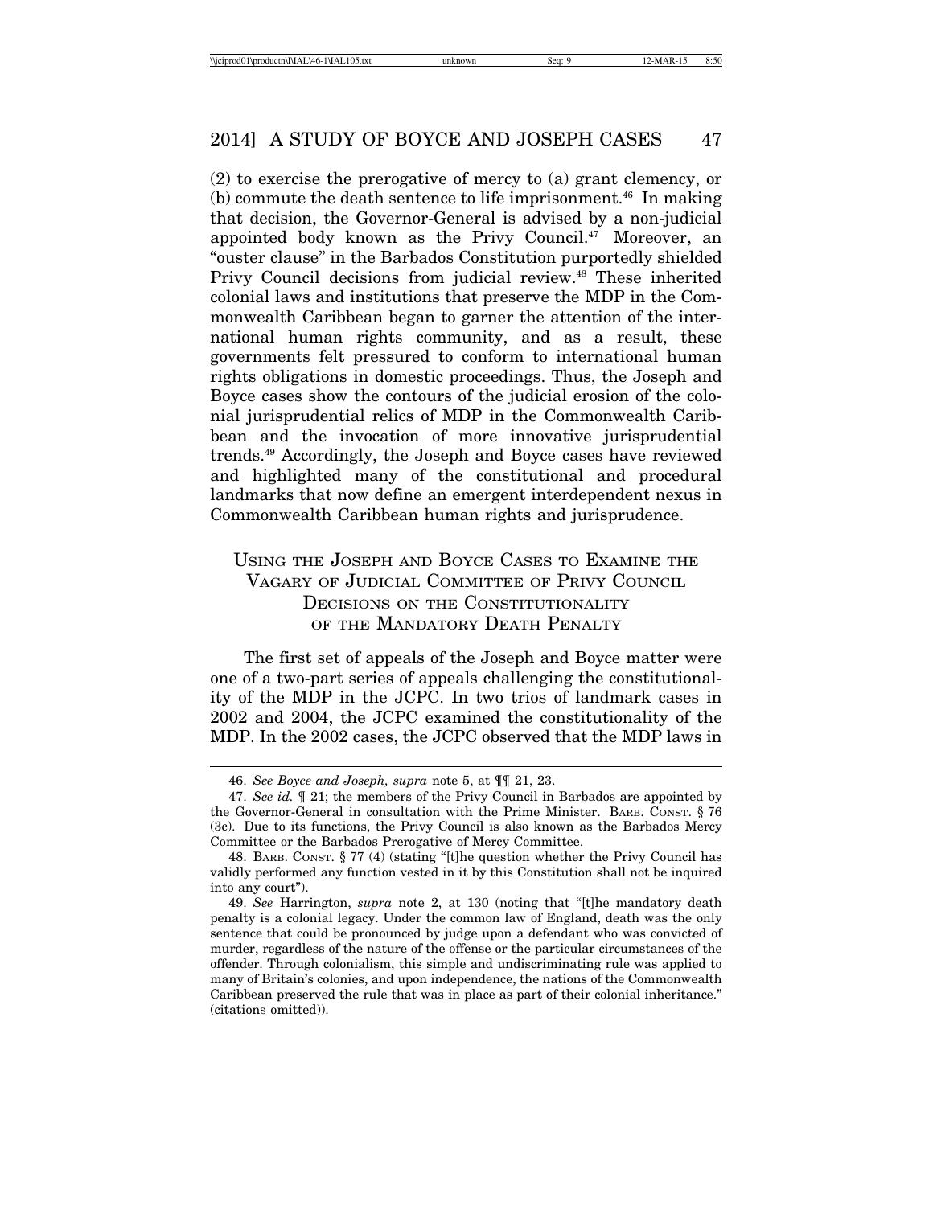(2) to exercise the prerogative of mercy to (a) grant clemency, or (b) commute the death sentence to life imprisonment.[46] In making that decision, the Governor-General is advised by a non-judicial appointed body known as the Privy Council.[47] Moreover, an "ouster clause" in the Barbados Constitution purportedly shielded Privy Council decisions from judicial review.[48] These inherited colonial laws and institutions that preserve the MDP in the Commonwealth Caribbean began to garner the attention of the international human rights community, and as a result, these governments felt pressured to conform to international human rights obligations in domestic proceedings. Thus, the Joseph and Boyce cases show the contours of the judicial erosion of the colonial jurisprudential relics of MDP in the Commonwealth Caribbean and the invocation of more innovative jurisprudential trends.[49] Accordingly, the Joseph and Boyce cases have reviewed and highlighted many of the constitutional and procedural landmarks that now define an emergent interdependent nexus in Commonwealth Caribbean human rights and jurisprudence.

## Using the Joseph and Boyce Cases to Examine the Vagary of Judicial Committee of Privy Council Decisions on the Constitutionality of the Mandatory Death Penalty

The first set of appeals of the Joseph and Boyce matter were one of a two-part series of appeals challenging the constitutionality of the MDP in the JCPC. In two trios of landmark cases in 2002 and 2004, the JCPC examined the constitutionality of the MDP. In the 2002 cases, the JCPC observed that the MDP laws in

---

46. *See Boyce and Joseph*, *supra* note 5, at ¶¶ 21, 23.

47. *See id.* ¶ 21; the members of the Privy Council in Barbados are appointed by the Governor-General in consultation with the Prime Minister. Barb. Const. § 76 (3c). Due to its functions, the Privy Council is also known as the Barbados Mercy Committee or the Barbados Prerogative of Mercy Committee.

48. Barb. Const. § 77 (4) (stating "[t]he question whether the Privy Council has validly performed any function vested in it by this Constitution shall not be inquired into any court").

49. *See* Harrington, *supra* note 2, at 130 (noting that "[t]he mandatory death penalty is a colonial legacy. Under the common law of England, death was the only sentence that could be pronounced by judge upon a defendant who was convicted of murder, regardless of the nature of the offense or the particular circumstances of the offender. Through colonialism, this simple and undiscriminating rule was applied to many of Britain's colonies, and upon independence, the nations of the Commonwealth Caribbean preserved the rule that was in place as part of their colonial inheritance." (citations omitted)).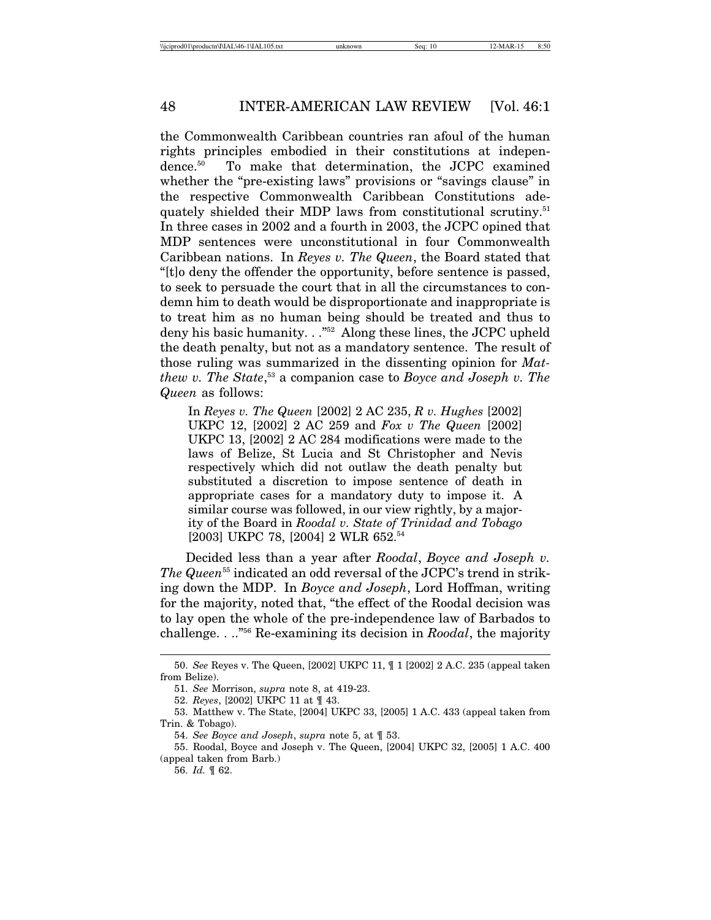the Commonwealth Caribbean countries ran afoul of the human rights principles embodied in their constitutions at independence.[50] To make that determination, the JCPC examined whether the "pre-existing laws" provisions or "savings clause" in the respective Commonwealth Caribbean Constitutions adequately shielded their MDP laws from constitutional scrutiny.[51] In three cases in 2002 and a fourth in 2003, the JCPC opined that MDP sentences were unconstitutional in four Commonwealth Caribbean nations. In *Reyes v. The Queen*, the Board stated that "[t]o deny the offender the opportunity, before sentence is passed, to seek to persuade the court that in all the circumstances to condemn him to death would be disproportionate and inappropriate is to treat him as no human being should be treated and thus to deny his basic humanity. . ."[52] Along these lines, the JCPC upheld the death penalty, but not as a mandatory sentence. The result of those ruling was summarized in the dissenting opinion for *Matthew v. The State*,[53] a companion case to *Boyce and Joseph v. The Queen* as follows:

> In *Reyes v. The Queen* [2002] 2 AC 235, *R v. Hughes* [2002] UKPC 12, [2002] 2 AC 259 and *Fox v The Queen* [2002] UKPC 13, [2002] 2 AC 284 modifications were made to the laws of Belize, St Lucia and St Christopher and Nevis respectively which did not outlaw the death penalty but substituted a discretion to impose sentence of death in appropriate cases for a mandatory duty to impose it. A similar course was followed, in our view rightly, by a majority of the Board in *Roodal v. State of Trinidad and Tobago* [2003] UKPC 78, [2004] 2 WLR 652.[54]

Decided less than a year after *Roodal*, *Boyce and Joseph v. The Queen*[55] indicated an odd reversal of the JCPC's trend in striking down the MDP. In *Boyce and Joseph*, Lord Hoffman, writing for the majority, noted that, "the effect of the Roodal decision was to lay open the whole of the pre-independence law of Barbados to challenge. . .."[56] Re-examining its decision in *Roodal*, the majority

---

50. *See* Reyes v. The Queen, [2002] UKPC 11, ¶ 1 [2002] 2 A.C. 235 (appeal taken from Belize).

51. *See* Morrison, *supra* note 8, at 419-23.

52. *Reyes*, [2002] UKPC 11 at ¶ 43.

53. Matthew v. The State, [2004] UKPC 33, [2005] 1 A.C. 433 (appeal taken from Trin. & Tobago).

54. *See Boyce and Joseph*, *supra* note 5, at ¶ 53.

55. Roodal, Boyce and Joseph v. The Queen, [2004] UKPC 32, [2005] 1 A.C. 400 (appeal taken from Barb.)

56. *Id.* ¶ 62.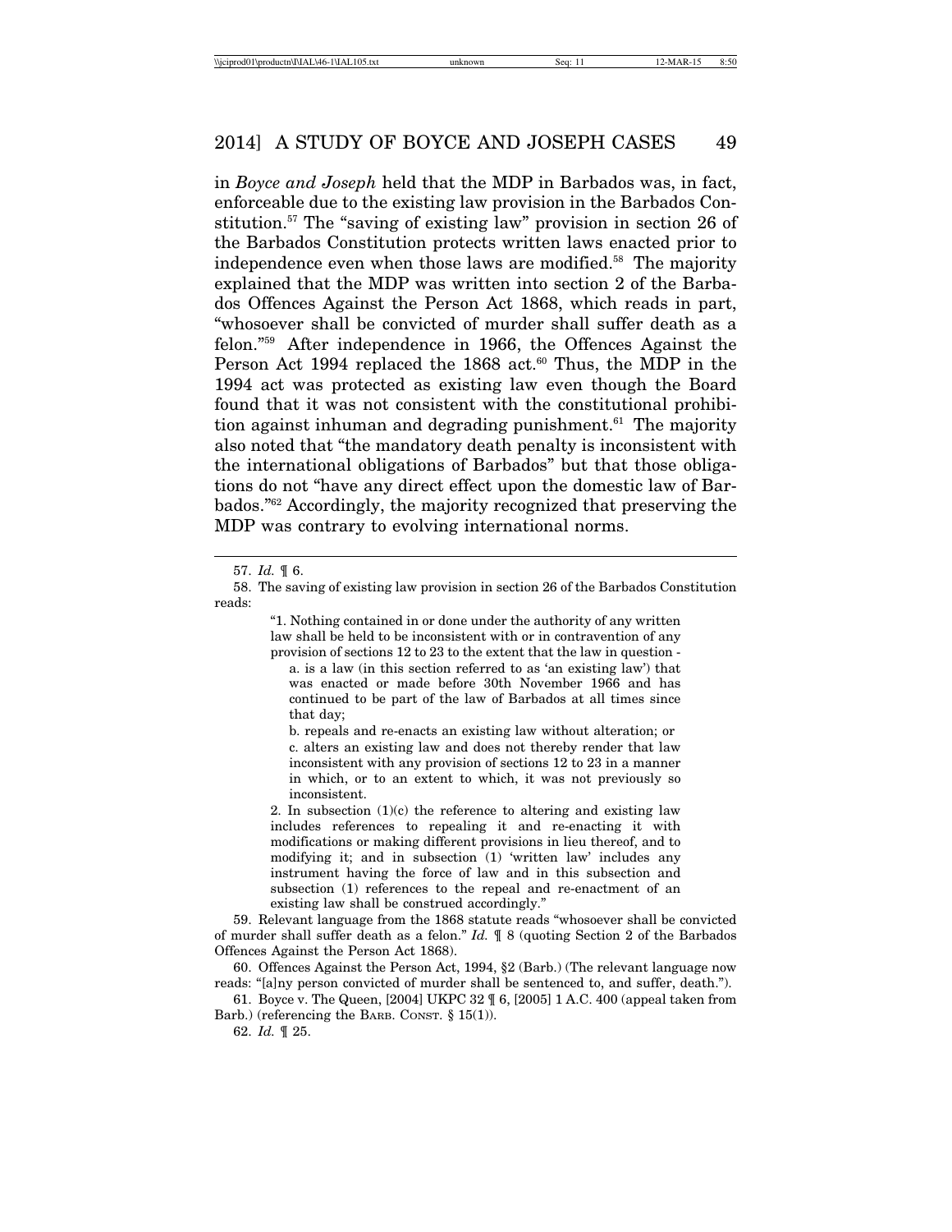in *Boyce and Joseph* held that the MDP in Barbados was, in fact, enforceable due to the existing law provision in the Barbados Constitution.[57] The "saving of existing law" provision in section 26 of the Barbados Constitution protects written laws enacted prior to independence even when those laws are modified.[58] The majority explained that the MDP was written into section 2 of the Barbados Offences Against the Person Act 1868, which reads in part, "whosoever shall be convicted of murder shall suffer death as a felon."[59] After independence in 1966, the Offences Against the Person Act 1994 replaced the 1868 act.[60] Thus, the MDP in the 1994 act was protected as existing law even though the Board found that it was not consistent with the constitutional prohibition against inhuman and degrading punishment.[61] The majority also noted that "the mandatory death penalty is inconsistent with the international obligations of Barbados" but that those obligations do not "have any direct effect upon the domestic law of Barbados."[62] Accordingly, the majority recognized that preserving the MDP was contrary to evolving international norms.

---

57. *Id.* ¶ 6.

58. The saving of existing law provision in section 26 of the Barbados Constitution reads:

> "1. Nothing contained in or done under the authority of any written law shall be held to be inconsistent with or in contravention of any provision of sections 12 to 23 to the extent that the law in question -
> a. is a law (in this section referred to as 'an existing law') that was enacted or made before 30th November 1966 and has continued to be part of the law of Barbados at all times since that day;
> b. repeals and re-enacts an existing law without alteration; or
> c. alters an existing law and does not thereby render that law inconsistent with any provision of sections 12 to 23 in a manner in which, or to an extent to which, it was not previously so inconsistent.
>
> 2. In subsection (1)(c) the reference to altering and existing law includes references to repealing it and re-enacting it with modifications or making different provisions in lieu thereof, and to modifying it; and in subsection (1) 'written law' includes any instrument having the force of law and in this subsection and subsection (1) references to the repeal and re-enactment of an existing law shall be construed accordingly."

59. Relevant language from the 1868 statute reads "whosoever shall be convicted of murder shall suffer death as a felon." *Id.* ¶ 8 (quoting Section 2 of the Barbados Offences Against the Person Act 1868).

60. Offences Against the Person Act, 1994, §2 (Barb.) (The relevant language now reads: "[a]ny person convicted of murder shall be sentenced to, and suffer, death.").

61. Boyce v. The Queen, [2004] UKPC 32 ¶ 6, [2005] 1 A.C. 400 (appeal taken from Barb.) (referencing the BARB. CONST. § 15(1)).

62. *Id.* ¶ 25.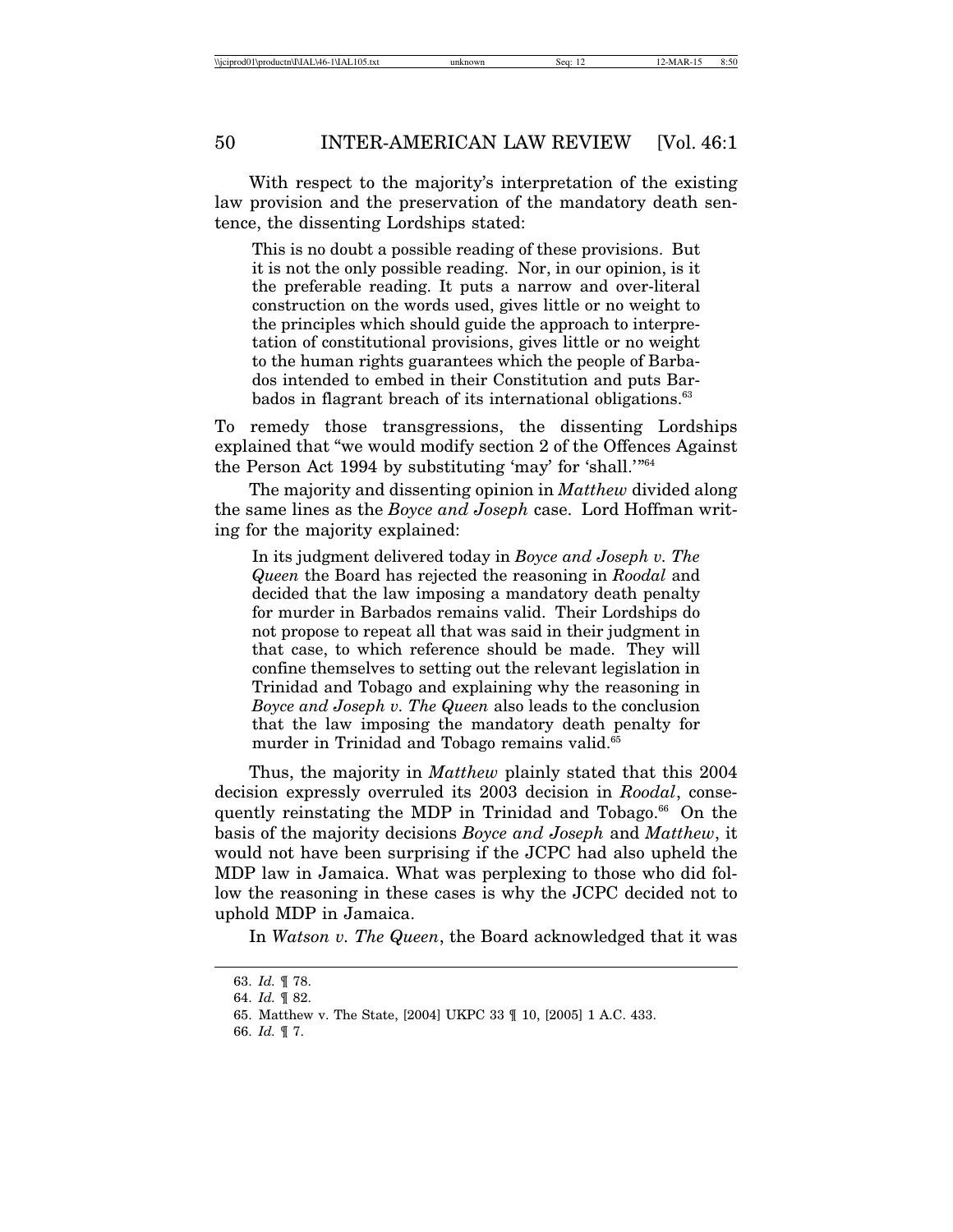With respect to the majority's interpretation of the existing law provision and the preservation of the mandatory death sentence, the dissenting Lordships stated:

> This is no doubt a possible reading of these provisions. But it is not the only possible reading. Nor, in our opinion, is it the preferable reading. It puts a narrow and over-literal construction on the words used, gives little or no weight to the principles which should guide the approach to interpretation of constitutional provisions, gives little or no weight to the human rights guarantees which the people of Barbados intended to embed in their Constitution and puts Barbados in flagrant breach of its international obligations.[63]

To remedy those transgressions, the dissenting Lordships explained that "we would modify section 2 of the Offences Against the Person Act 1994 by substituting 'may' for 'shall.'"[64]

The majority and dissenting opinion in *Matthew* divided along the same lines as the *Boyce and Joseph* case. Lord Hoffman writing for the majority explained:

> In its judgment delivered today in *Boyce and Joseph v. The Queen* the Board has rejected the reasoning in *Roodal* and decided that the law imposing a mandatory death penalty for murder in Barbados remains valid. Their Lordships do not propose to repeat all that was said in their judgment in that case, to which reference should be made. They will confine themselves to setting out the relevant legislation in Trinidad and Tobago and explaining why the reasoning in *Boyce and Joseph v. The Queen* also leads to the conclusion that the law imposing the mandatory death penalty for murder in Trinidad and Tobago remains valid.[65]

Thus, the majority in *Matthew* plainly stated that this 2004 decision expressly overruled its 2003 decision in *Roodal*, consequently reinstating the MDP in Trinidad and Tobago.[66] On the basis of the majority decisions *Boyce and Joseph* and *Matthew*, it would not have been surprising if the JCPC had also upheld the MDP law in Jamaica. What was perplexing to those who did follow the reasoning in these cases is why the JCPC decided not to uphold MDP in Jamaica.

In *Watson v. The Queen*, the Board acknowledged that it was

---

63. *Id.* ¶ 78.

64. *Id.* ¶ 82.

65. Matthew v. The State, [2004] UKPC 33 ¶ 10, [2005] 1 A.C. 433.

66. *Id.* ¶ 7.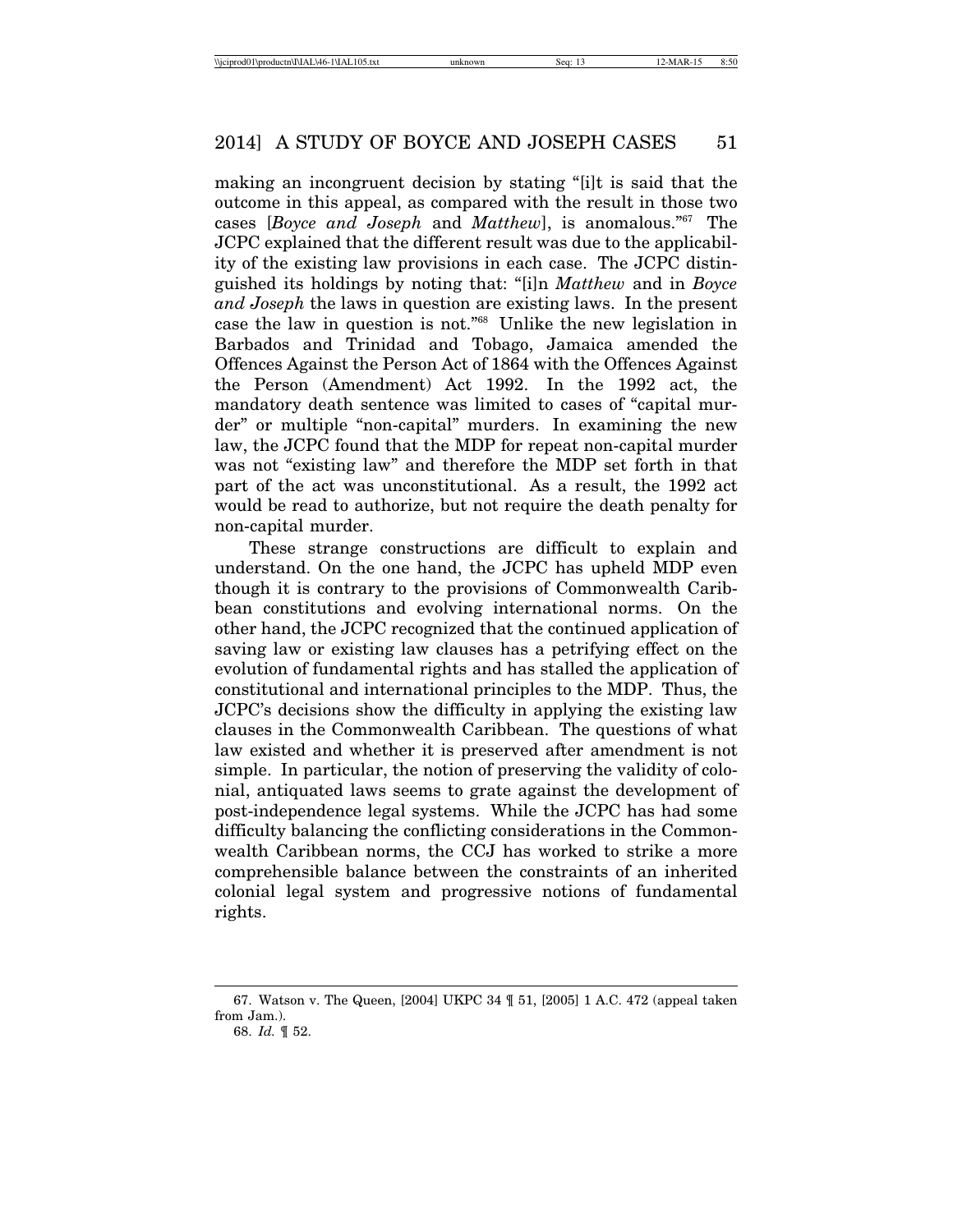making an incongruent decision by stating "[i]t is said that the outcome in this appeal, as compared with the result in those two cases [*Boyce and Joseph* and *Matthew*], is anomalous."[67] The JCPC explained that the different result was due to the applicability of the existing law provisions in each case. The JCPC distinguished its holdings by noting that: "[i]n *Matthew* and in *Boyce and Joseph* the laws in question are existing laws. In the present case the law in question is not."[68] Unlike the new legislation in Barbados and Trinidad and Tobago, Jamaica amended the Offences Against the Person Act of 1864 with the Offences Against the Person (Amendment) Act 1992. In the 1992 act, the mandatory death sentence was limited to cases of "capital murder" or multiple "non-capital" murders. In examining the new law, the JCPC found that the MDP for repeat non-capital murder was not "existing law" and therefore the MDP set forth in that part of the act was unconstitutional. As a result, the 1992 act would be read to authorize, but not require the death penalty for non-capital murder.

These strange constructions are difficult to explain and understand. On the one hand, the JCPC has upheld MDP even though it is contrary to the provisions of Commonwealth Caribbean constitutions and evolving international norms. On the other hand, the JCPC recognized that the continued application of saving law or existing law clauses has a petrifying effect on the evolution of fundamental rights and has stalled the application of constitutional and international principles to the MDP. Thus, the JCPC's decisions show the difficulty in applying the existing law clauses in the Commonwealth Caribbean. The questions of what law existed and whether it is preserved after amendment is not simple. In particular, the notion of preserving the validity of colonial, antiquated laws seems to grate against the development of post-independence legal systems. While the JCPC has had some difficulty balancing the conflicting considerations in the Commonwealth Caribbean norms, the CCJ has worked to strike a more comprehensible balance between the constraints of an inherited colonial legal system and progressive notions of fundamental rights.

---

67. Watson v. The Queen, [2004] UKPC 34 ¶ 51, [2005] 1 A.C. 472 (appeal taken from Jam.).

68. *Id.* ¶ 52.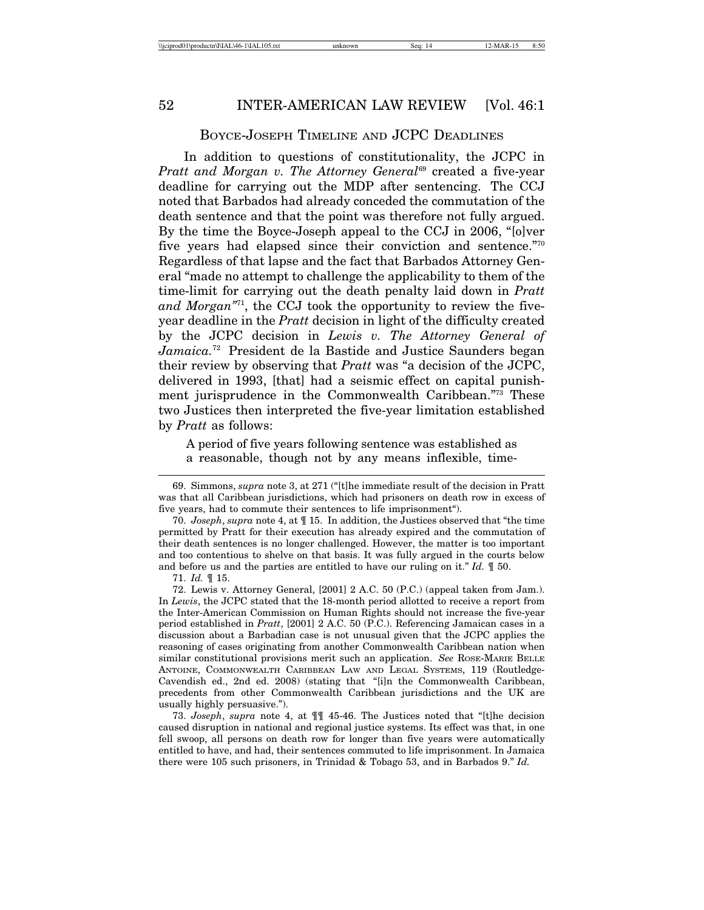## Boyce-Joseph Timeline and JCPC Deadlines

In addition to questions of constitutionality, the JCPC in *Pratt and Morgan v. The Attorney General*[69] created a five-year deadline for carrying out the MDP after sentencing. The CCJ noted that Barbados had already conceded the commutation of the death sentence and that the point was therefore not fully argued. By the time the Boyce-Joseph appeal to the CCJ in 2006, "[o]ver five years had elapsed since their conviction and sentence."[70] Regardless of that lapse and the fact that Barbados Attorney General "made no attempt to challenge the applicability to them of the time-limit for carrying out the death penalty laid down in *Pratt and Morgan*"[71], the CCJ took the opportunity to review the five-year deadline in the *Pratt* decision in light of the difficulty created by the JCPC decision in *Lewis v. The Attorney General of Jamaica.*[72] President de la Bastide and Justice Saunders began their review by observing that *Pratt* was "a decision of the JCPC, delivered in 1993, [that] had a seismic effect on capital punishment jurisprudence in the Commonwealth Caribbean."[73] These two Justices then interpreted the five-year limitation established by *Pratt* as follows:

> A period of five years following sentence was established as a reasonable, though not by any means inflexible, time-

---

69. Simmons, *supra* note 3, at 271 ("[t]he immediate result of the decision in Pratt was that all Caribbean jurisdictions, which had prisoners on death row in excess of five years, had to commute their sentences to life imprisonment").

70. *Joseph*, *supra* note 4, at ¶ 15. In addition, the Justices observed that "the time permitted by Pratt for their execution has already expired and the commutation of their death sentences is no longer challenged. However, the matter is too important and too contentious to shelve on that basis. It was fully argued in the courts below and before us and the parties are entitled to have our ruling on it." *Id.* ¶ 50.

71. *Id.* ¶ 15.

72. Lewis v. Attorney General, [2001] 2 A.C. 50 (P.C.) (appeal taken from Jam.). In *Lewis*, the JCPC stated that the 18-month period allotted to receive a report from the Inter-American Commission on Human Rights should not increase the five-year period established in *Pratt*, [2001] 2 A.C. 50 (P.C.). Referencing Jamaican cases in a discussion about a Barbadian case is not unusual given that the JCPC applies the reasoning of cases originating from another Commonwealth Caribbean nation when similar constitutional provisions merit such an application. *See* Rose-Marie Belle Antoine, Commonwealth Caribbean Law and Legal Systems, 119 (Routledge-Cavendish ed., 2nd ed. 2008) (stating that "[i]n the Commonwealth Caribbean, precedents from other Commonwealth Caribbean jurisdictions and the UK are usually highly persuasive.").

73. *Joseph*, *supra* note 4, at ¶¶ 45-46. The Justices noted that "[t]he decision caused disruption in national and regional justice systems. Its effect was that, in one fell swoop, all persons on death row for longer than five years were automatically entitled to have, and had, their sentences commuted to life imprisonment. In Jamaica there were 105 such prisoners, in Trinidad & Tobago 53, and in Barbados 9." *Id.*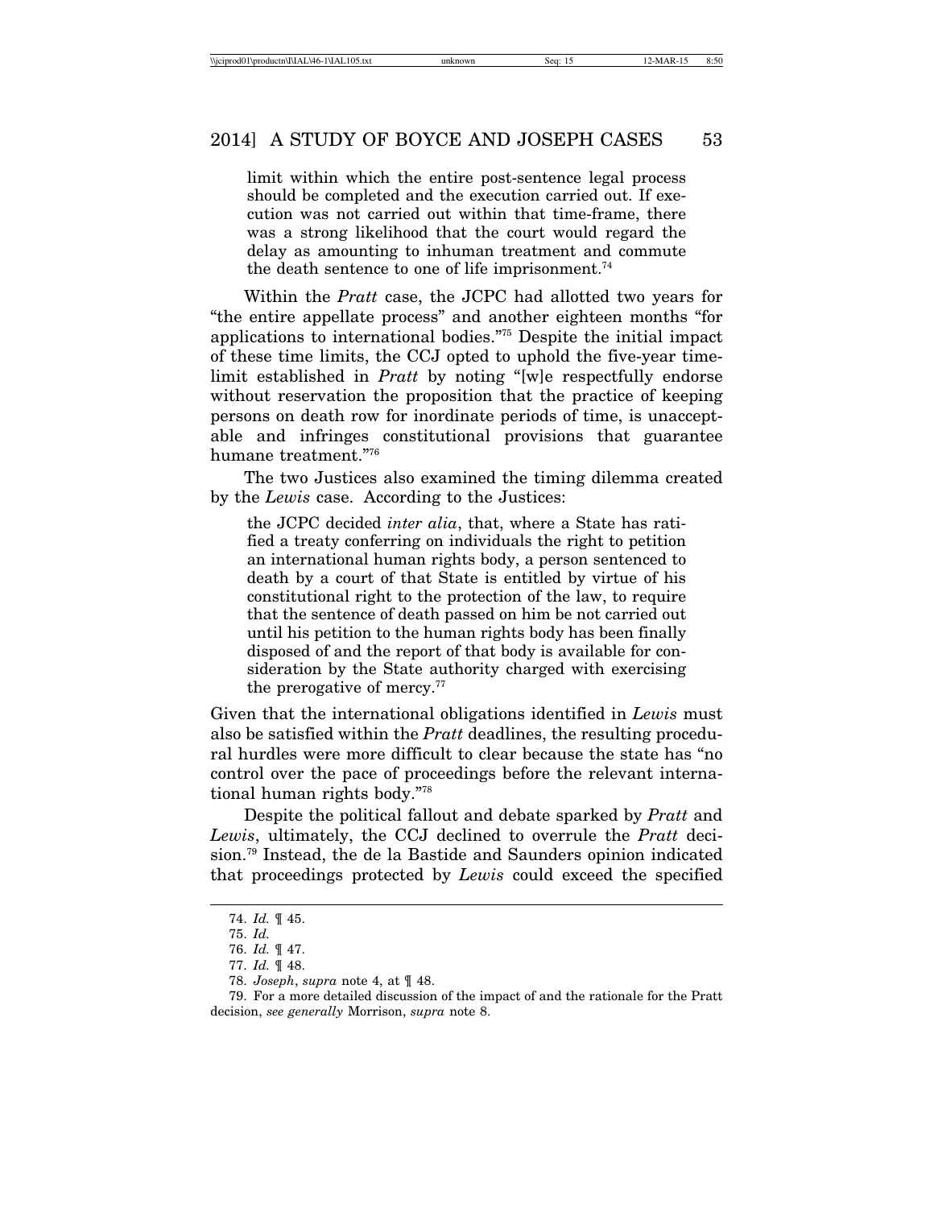> limit within which the entire post-sentence legal process should be completed and the execution carried out. If execution was not carried out within that time-frame, there was a strong likelihood that the court would regard the delay as amounting to inhuman treatment and commute the death sentence to one of life imprisonment.[74]

Within the *Pratt* case, the JCPC had allotted two years for "the entire appellate process" and another eighteen months "for applications to international bodies."[75] Despite the initial impact of these time limits, the CCJ opted to uphold the five-year time-limit established in *Pratt* by noting "[w]e respectfully endorse without reservation the proposition that the practice of keeping persons on death row for inordinate periods of time, is unacceptable and infringes constitutional provisions that guarantee humane treatment."[76]

The two Justices also examined the timing dilemma created by the *Lewis* case. According to the Justices:

> the JCPC decided *inter alia*, that, where a State has ratified a treaty conferring on individuals the right to petition an international human rights body, a person sentenced to death by a court of that State is entitled by virtue of his constitutional right to the protection of the law, to require that the sentence of death passed on him be not carried out until his petition to the human rights body has been finally disposed of and the report of that body is available for consideration by the State authority charged with exercising the prerogative of mercy.[77]

Given that the international obligations identified in *Lewis* must also be satisfied within the *Pratt* deadlines, the resulting procedural hurdles were more difficult to clear because the state has "no control over the pace of proceedings before the relevant international human rights body."[78]

Despite the political fallout and debate sparked by *Pratt* and *Lewis*, ultimately, the CCJ declined to overrule the *Pratt* decision.[79] Instead, the de la Bastide and Saunders opinion indicated that proceedings protected by *Lewis* could exceed the specified

---

74. *Id.* ¶ 45.

75. *Id.*

76. *Id.* ¶ 47.

77. *Id.* ¶ 48.

78. *Joseph*, *supra* note 4, at ¶ 48.

79. For a more detailed discussion of the impact of and the rationale for the Pratt decision, *see generally* Morrison, *supra* note 8.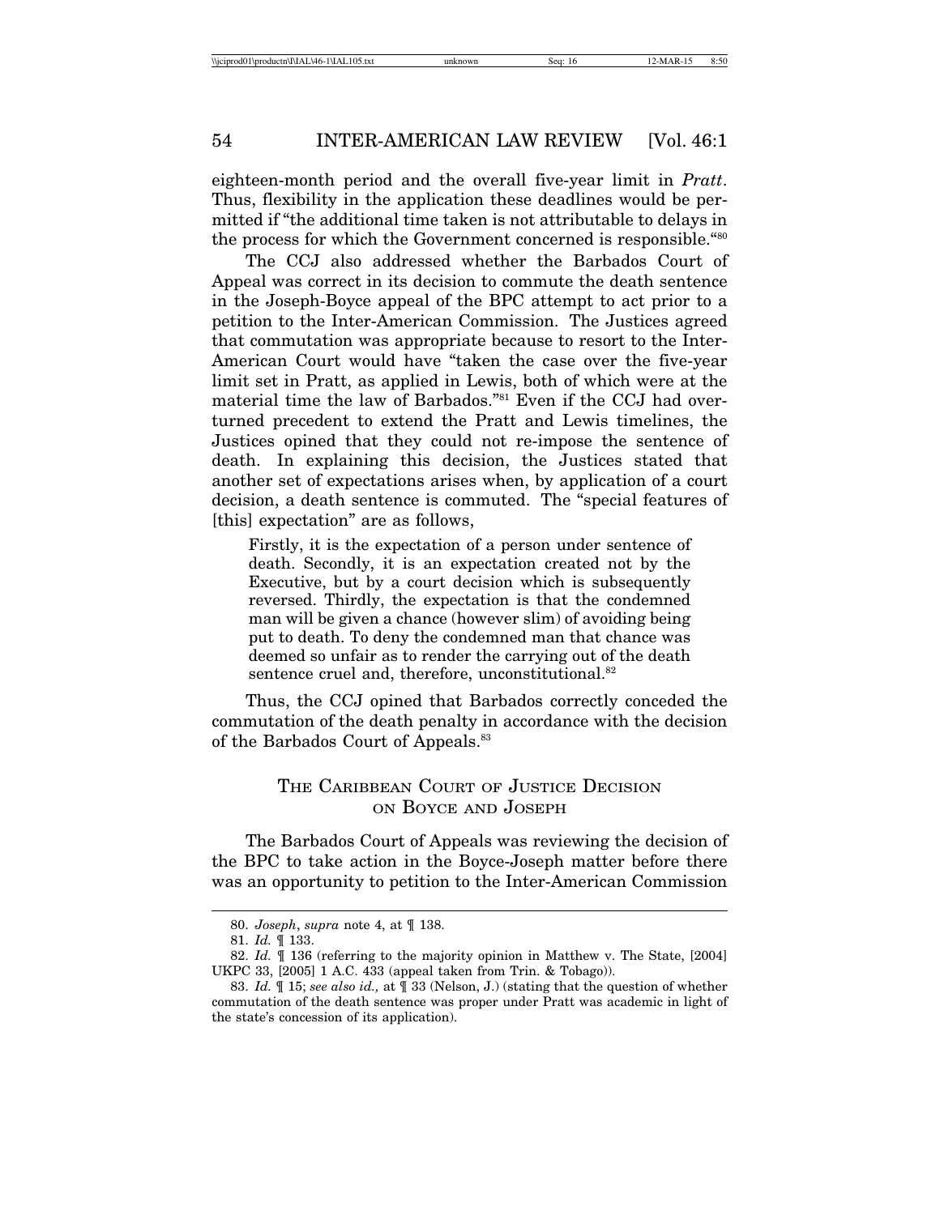eighteen-month period and the overall five-year limit in *Pratt*. Thus, flexibility in the application these deadlines would be permitted if "the additional time taken is not attributable to delays in the process for which the Government concerned is responsible."[80]

The CCJ also addressed whether the Barbados Court of Appeal was correct in its decision to commute the death sentence in the Joseph-Boyce appeal of the BPC attempt to act prior to a petition to the Inter-American Commission. The Justices agreed that commutation was appropriate because to resort to the Inter-American Court would have "taken the case over the five-year limit set in Pratt, as applied in Lewis, both of which were at the material time the law of Barbados."[81] Even if the CCJ had overturned precedent to extend the Pratt and Lewis timelines, the Justices opined that they could not re-impose the sentence of death. In explaining this decision, the Justices stated that another set of expectations arises when, by application of a court decision, a death sentence is commuted. The "special features of [this] expectation" are as follows,

> Firstly, it is the expectation of a person under sentence of death. Secondly, it is an expectation created not by the Executive, but by a court decision which is subsequently reversed. Thirdly, the expectation is that the condemned man will be given a chance (however slim) of avoiding being put to death. To deny the condemned man that chance was deemed so unfair as to render the carrying out of the death sentence cruel and, therefore, unconstitutional.[82]

Thus, the CCJ opined that Barbados correctly conceded the commutation of the death penalty in accordance with the decision of the Barbados Court of Appeals.[83]

## The Caribbean Court of Justice Decision on Boyce and Joseph

The Barbados Court of Appeals was reviewing the decision of the BPC to take action in the Boyce-Joseph matter before there was an opportunity to petition to the Inter-American Commission

---

80. *Joseph*, *supra* note 4, at ¶ 138.

81. *Id.* ¶ 133.

82. *Id.* ¶ 136 (referring to the majority opinion in Matthew v. The State, [2004] UKPC 33, [2005] 1 A.C. 433 (appeal taken from Trin. & Tobago)).

83. *Id.* ¶ 15; *see also id.,* at ¶ 33 (Nelson, J.) (stating that the question of whether commutation of the death sentence was proper under Pratt was academic in light of the state's concession of its application).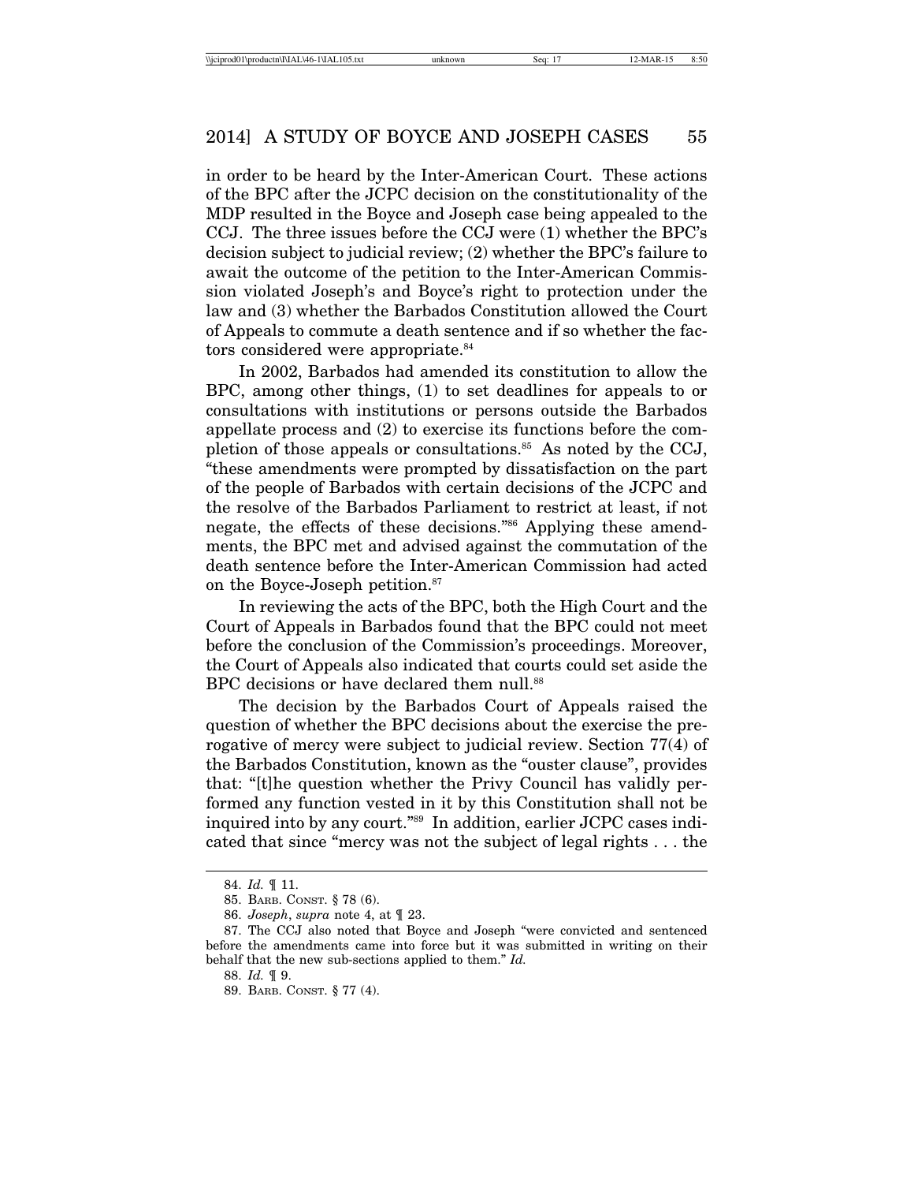in order to be heard by the Inter-American Court. These actions of the BPC after the JCPC decision on the constitutionality of the MDP resulted in the Boyce and Joseph case being appealed to the CCJ. The three issues before the CCJ were (1) whether the BPC's decision subject to judicial review; (2) whether the BPC's failure to await the outcome of the petition to the Inter-American Commission violated Joseph's and Boyce's right to protection under the law and (3) whether the Barbados Constitution allowed the Court of Appeals to commute a death sentence and if so whether the factors considered were appropriate.[84]

In 2002, Barbados had amended its constitution to allow the BPC, among other things, (1) to set deadlines for appeals to or consultations with institutions or persons outside the Barbados appellate process and (2) to exercise its functions before the completion of those appeals or consultations.[85] As noted by the CCJ, "these amendments were prompted by dissatisfaction on the part of the people of Barbados with certain decisions of the JCPC and the resolve of the Barbados Parliament to restrict at least, if not negate, the effects of these decisions."[86] Applying these amendments, the BPC met and advised against the commutation of the death sentence before the Inter-American Commission had acted on the Boyce-Joseph petition.[87]

In reviewing the acts of the BPC, both the High Court and the Court of Appeals in Barbados found that the BPC could not meet before the conclusion of the Commission's proceedings. Moreover, the Court of Appeals also indicated that courts could set aside the BPC decisions or have declared them null.[88]

The decision by the Barbados Court of Appeals raised the question of whether the BPC decisions about the exercise the prerogative of mercy were subject to judicial review. Section 77(4) of the Barbados Constitution, known as the "ouster clause", provides that: "[t]he question whether the Privy Council has validly performed any function vested in it by this Constitution shall not be inquired into by any court."[89] In addition, earlier JCPC cases indicated that since "mercy was not the subject of legal rights . . . the

84. *Id.* ¶ 11.

85. BARB. CONST. § 78 (6).

86. *Joseph*, *supra* note 4, at ¶ 23.

87. The CCJ also noted that Boyce and Joseph "were convicted and sentenced before the amendments came into force but it was submitted in writing on their behalf that the new sub-sections applied to them." *Id.*

88. *Id.* ¶ 9.

89. BARB. CONST. § 77 (4).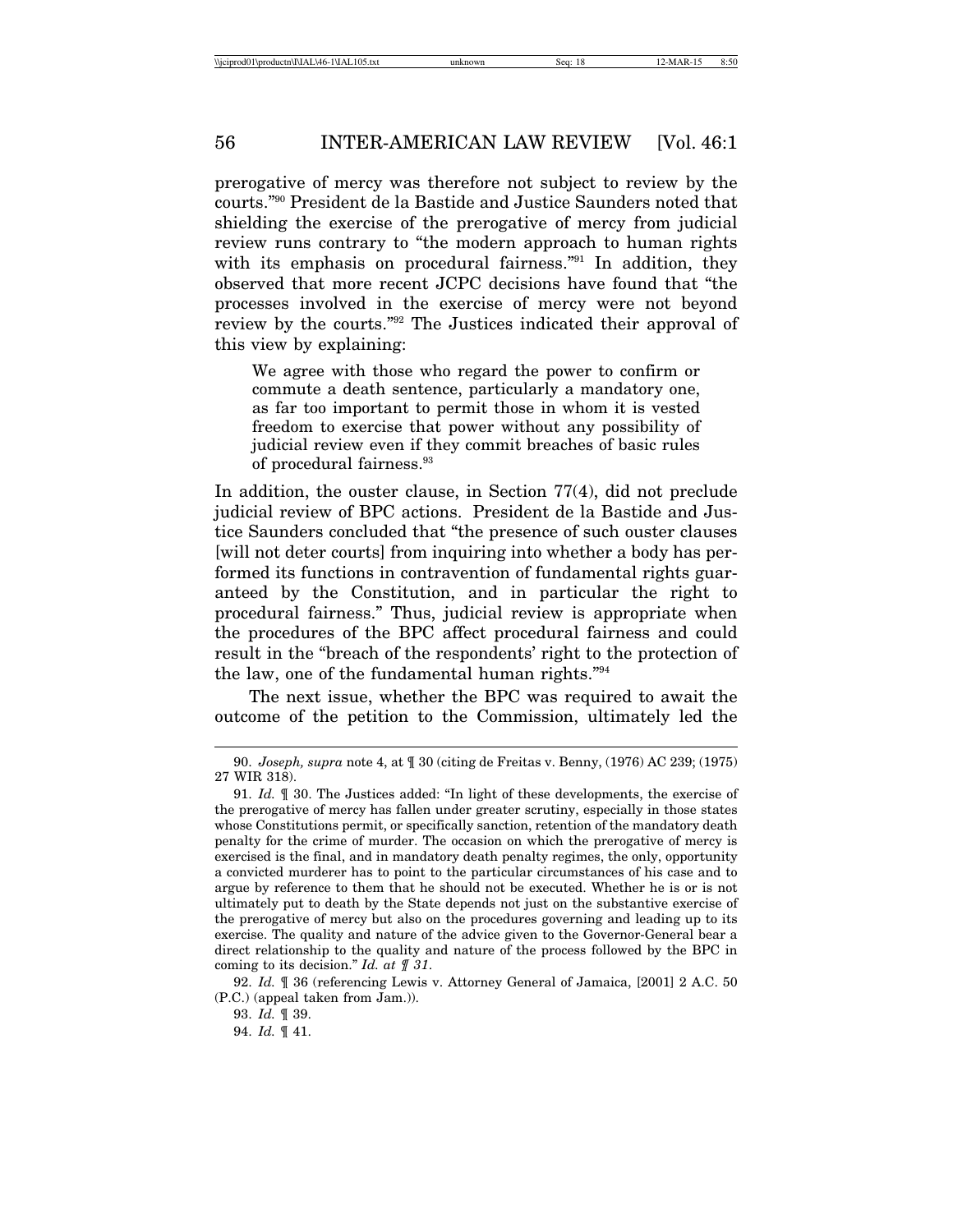prerogative of mercy was therefore not subject to review by the courts."[90] President de la Bastide and Justice Saunders noted that shielding the exercise of the prerogative of mercy from judicial review runs contrary to "the modern approach to human rights with its emphasis on procedural fairness."[91] In addition, they observed that more recent JCPC decisions have found that "the processes involved in the exercise of mercy were not beyond review by the courts."[92] The Justices indicated their approval of this view by explaining:

> We agree with those who regard the power to confirm or commute a death sentence, particularly a mandatory one, as far too important to permit those in whom it is vested freedom to exercise that power without any possibility of judicial review even if they commit breaches of basic rules of procedural fairness.[93]

In addition, the ouster clause, in Section 77(4), did not preclude judicial review of BPC actions. President de la Bastide and Justice Saunders concluded that "the presence of such ouster clauses [will not deter courts] from inquiring into whether a body has performed its functions in contravention of fundamental rights guaranteed by the Constitution, and in particular the right to procedural fairness." Thus, judicial review is appropriate when the procedures of the BPC affect procedural fairness and could result in the "breach of the respondents' right to the protection of the law, one of the fundamental human rights."[94]

The next issue, whether the BPC was required to await the outcome of the petition to the Commission, ultimately led the

---

90. *Joseph, supra* note 4, at ¶ 30 (citing de Freitas v. Benny, (1976) AC 239; (1975) 27 WIR 318).

91. *Id.* ¶ 30. The Justices added: "In light of these developments, the exercise of the prerogative of mercy has fallen under greater scrutiny, especially in those states whose Constitutions permit, or specifically sanction, retention of the mandatory death penalty for the crime of murder. The occasion on which the prerogative of mercy is exercised is the final, and in mandatory death penalty regimes, the only, opportunity a convicted murderer has to point to the particular circumstances of his case and to argue by reference to them that he should not be executed. Whether he is or is not ultimately put to death by the State depends not just on the substantive exercise of the prerogative of mercy but also on the procedures governing and leading up to its exercise. The quality and nature of the advice given to the Governor-General bear a direct relationship to the quality and nature of the process followed by the BPC in coming to its decision." *Id. at ¶ 31*.

92. *Id.* ¶ 36 (referencing Lewis v. Attorney General of Jamaica, [2001] 2 A.C. 50 (P.C.) (appeal taken from Jam.)).

93. *Id.* ¶ 39.

94. *Id.* ¶ 41.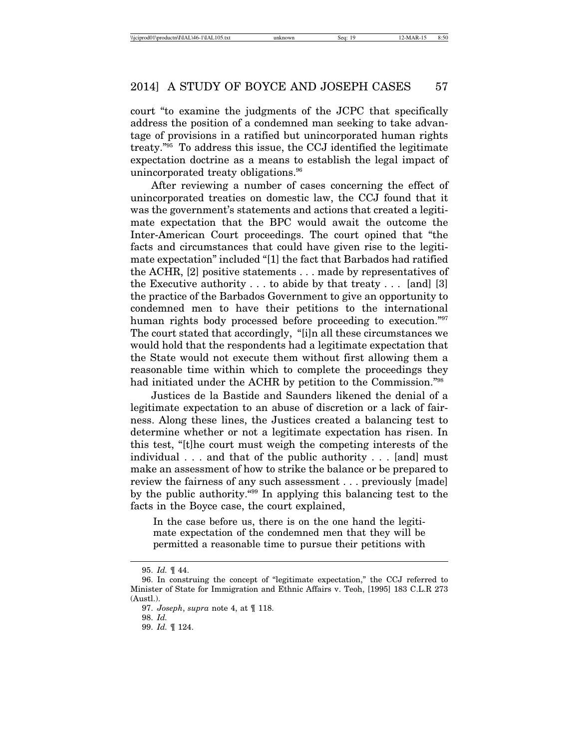court "to examine the judgments of the JCPC that specifically address the position of a condemned man seeking to take advantage of provisions in a ratified but unincorporated human rights treaty."[95] To address this issue, the CCJ identified the legitimate expectation doctrine as a means to establish the legal impact of unincorporated treaty obligations.[96]

After reviewing a number of cases concerning the effect of unincorporated treaties on domestic law, the CCJ found that it was the government's statements and actions that created a legitimate expectation that the BPC would await the outcome the Inter-American Court proceedings. The court opined that "the facts and circumstances that could have given rise to the legitimate expectation" included "[1] the fact that Barbados had ratified the ACHR, [2] positive statements . . . made by representatives of the Executive authority . . . to abide by that treaty . . . [and] [3] the practice of the Barbados Government to give an opportunity to condemned men to have their petitions to the international human rights body processed before proceeding to execution."[97] The court stated that accordingly, "[i]n all these circumstances we would hold that the respondents had a legitimate expectation that the State would not execute them without first allowing them a reasonable time within which to complete the proceedings they had initiated under the ACHR by petition to the Commission."[98]

Justices de la Bastide and Saunders likened the denial of a legitimate expectation to an abuse of discretion or a lack of fairness. Along these lines, the Justices created a balancing test to determine whether or not a legitimate expectation has risen. In this test, "[t]he court must weigh the competing interests of the individual . . . and that of the public authority . . . [and] must make an assessment of how to strike the balance or be prepared to review the fairness of any such assessment . . . previously [made] by the public authority."[99] In applying this balancing test to the facts in the Boyce case, the court explained,

> In the case before us, there is on the one hand the legitimate expectation of the condemned men that they will be permitted a reasonable time to pursue their petitions with

95. *Id.* ¶ 44.

96. In construing the concept of "legitimate expectation," the CCJ referred to Minister of State for Immigration and Ethnic Affairs v. Teoh, [1995] 183 C.L.R 273 (Austl.).

97. *Joseph*, *supra* note 4, at ¶ 118.

98. *Id.*

99. *Id.* ¶ 124.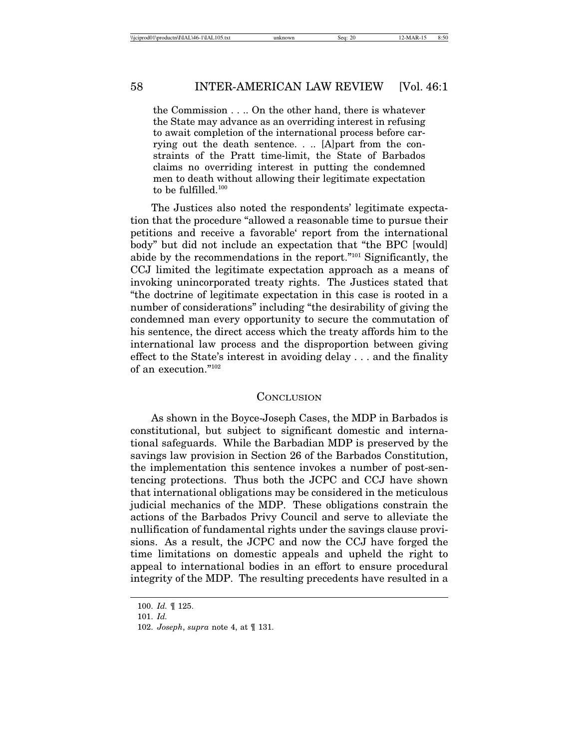the Commission . . .. On the other hand, there is whatever the State may advance as an overriding interest in refusing to await completion of the international process before carrying out the death sentence. . .. [A]part from the constraints of the Pratt time-limit, the State of Barbados claims no overriding interest in putting the condemned men to death without allowing their legitimate expectation to be fulfilled.[100]

The Justices also noted the respondents' legitimate expectation that the procedure "allowed a reasonable time to pursue their petitions and receive a favorable‘ report from the international body" but did not include an expectation that "the BPC [would] abide by the recommendations in the report."[101] Significantly, the CCJ limited the legitimate expectation approach as a means of invoking unincorporated treaty rights. The Justices stated that "the doctrine of legitimate expectation in this case is rooted in a number of considerations" including "the desirability of giving the condemned man every opportunity to secure the commutation of his sentence, the direct access which the treaty affords him to the international law process and the disproportion between giving effect to the State's interest in avoiding delay . . . and the finality of an execution."[102]

## CONCLUSION

As shown in the Boyce-Joseph Cases, the MDP in Barbados is constitutional, but subject to significant domestic and international safeguards. While the Barbadian MDP is preserved by the savings law provision in Section 26 of the Barbados Constitution, the implementation this sentence invokes a number of post-sentencing protections. Thus both the JCPC and CCJ have shown that international obligations may be considered in the meticulous judicial mechanics of the MDP. These obligations constrain the actions of the Barbados Privy Council and serve to alleviate the nullification of fundamental rights under the savings clause provisions. As a result, the JCPC and now the CCJ have forged the time limitations on domestic appeals and upheld the right to appeal to international bodies in an effort to ensure procedural integrity of the MDP. The resulting precedents have resulted in a

100. *Id.* ¶ 125.

101. *Id.*

102. *Joseph*, *supra* note 4, at ¶ 131.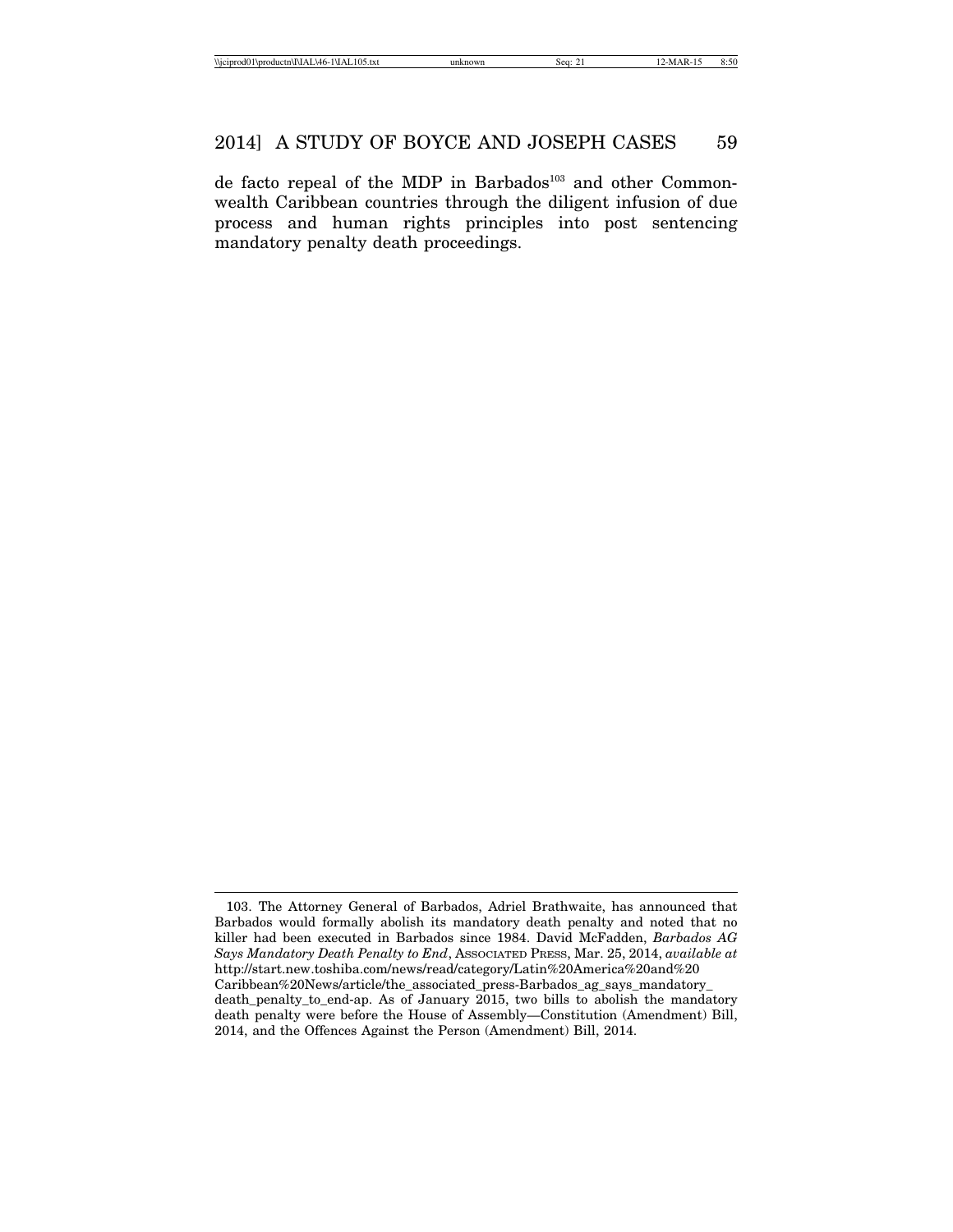de facto repeal of the MDP in Barbados[103] and other Commonwealth Caribbean countries through the diligent infusion of due process and human rights principles into post sentencing mandatory penalty death proceedings.

---

103. The Attorney General of Barbados, Adriel Brathwaite, has announced that Barbados would formally abolish its mandatory death penalty and noted that no killer had been executed in Barbados since 1984. David McFadden, *Barbados AG Says Mandatory Death Penalty to End*, Associated Press, Mar. 25, 2014, *available at* http://start.new.toshiba.com/news/read/category/Latin%20America%20and%20Caribbean%20News/article/the_associated_press-Barbados_ag_says_mandatory_death_penalty_to_end-ap. As of January 2015, two bills to abolish the mandatory death penalty were before the House of Assembly—Constitution (Amendment) Bill, 2014, and the Offences Against the Person (Amendment) Bill, 2014.